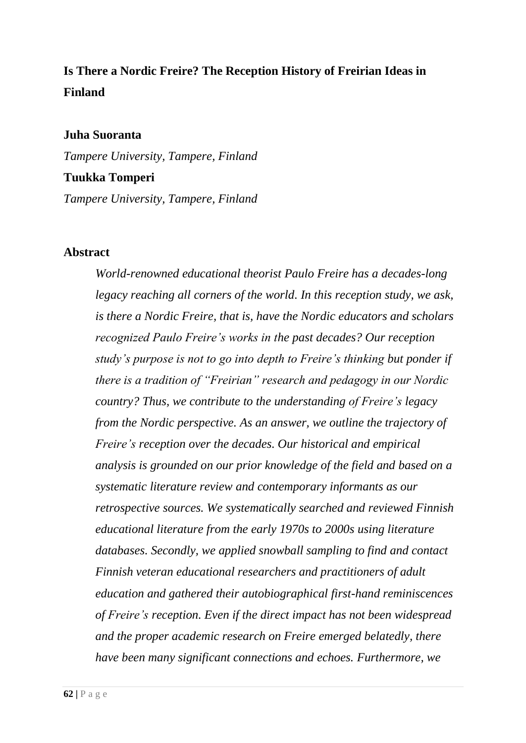# Is There a Nordic Freire? The Reception History of Freirian Ideas in Finland

**Juha Suoranta**

*Tampere University, Tampere, Finland*

**Tuukka Tomperi**

*Tampere University, Tampere, Finland*

## Abstract

*World-renowned educational theorist Paulo Freire has a decades-long legacy reaching all corners of the world. In this reception study, we ask, is there a Nordic Freire, that is, have the Nordic educators and scholars recognized Paulo Freire's works in the past decades? Our reception study's purpose is not to go into depth to Freire's thinking but ponder if there is a tradition of "Freirian" research and pedagogy in our Nordic country? Thus, we contribute to the understanding of Freire's legacy from the Nordic perspective. As an answer, we outline the trajectory of Freire's reception over the decades. Our historical and empirical analysis is grounded on our prior knowledge of the field and based on a systematic literature review and contemporary informants as our retrospective sources. We systematically searched and reviewed Finnish educational literature from the early 1970s to 2000s using literature databases. Secondly, we applied snowball sampling to find and contact Finnish veteran educational researchers and practitioners of adult education and gathered their autobiographical first-hand reminiscences of Freire's reception. Even if the direct impact has not been widespread and the proper academic research on Freire emerged belatedly, there have been many significant connections and echoes. Furthermore, we*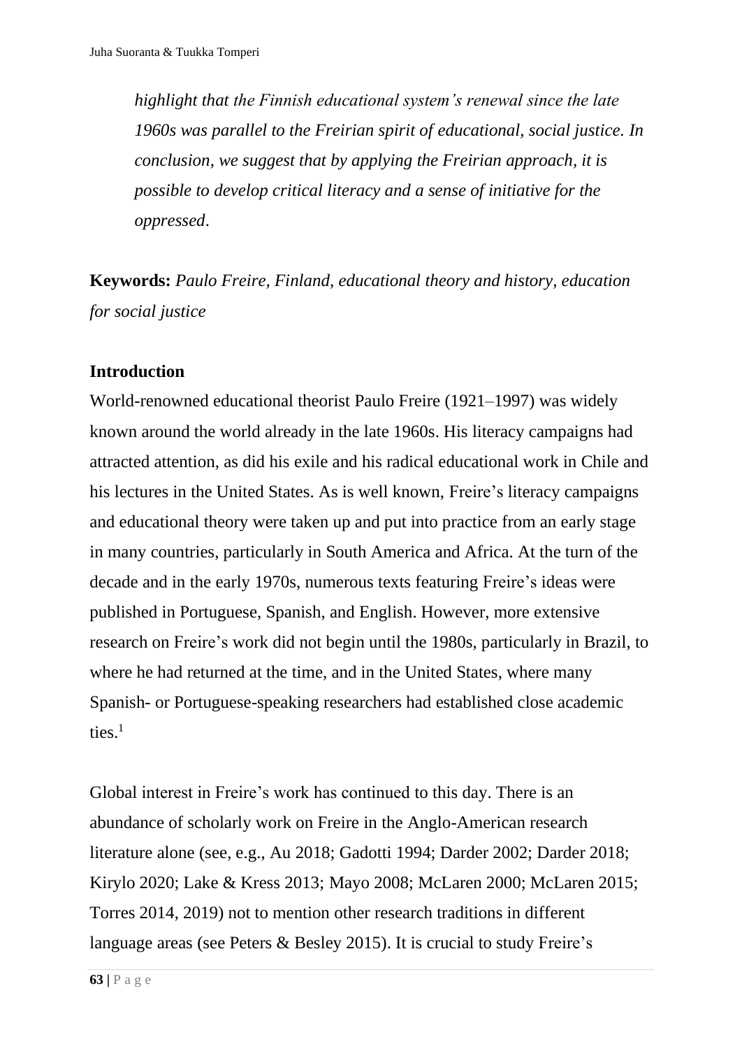*highlight that the Finnish educational system's renewal since the late 1960s was parallel to the Freirian spirit of educational, social justice. In conclusion, we suggest that by applying the Freirian approach, it is possible to develop critical literacy and a sense of initiative for the oppressed.*

**Keywords:** *Paulo Freire, Finland, educational theory and history, education for social justice*

## Introduction

World-renowned educational theorist Paulo Freire (1921–1997) was widely known around the world already in the late 1960s. His literacy campaigns had attracted attention, as did his exile and his radical educational work in Chile and his lectures in the United States. As is well known, Freire's literacy campaigns and educational theory were taken up and put into practice from an early stage in many countries, particularly in South America and Africa. At the turn of the decade and in the early 1970s, numerous texts featuring Freire's ideas were published in Portuguese, Spanish, and English. However, more extensive research on Freire's work did not begin until the 1980s, particularly in Brazil, to where he had returned at the time, and in the United States, where many Spanish- or Portuguese-speaking researchers had established close academic ties.[1]

Global interest in Freire's work has continued to this day. There is an abundance of scholarly work on Freire in the Anglo-American research literature alone (see, e.g., Au 2018; Gadotti 1994; Darder 2002; Darder 2018; Kirylo 2020; Lake & Kress 2013; Mayo 2008; McLaren 2000; McLaren 2015; Torres 2014, 2019) not to mention other research traditions in different language areas (see Peters & Besley 2015). It is crucial to study Freire's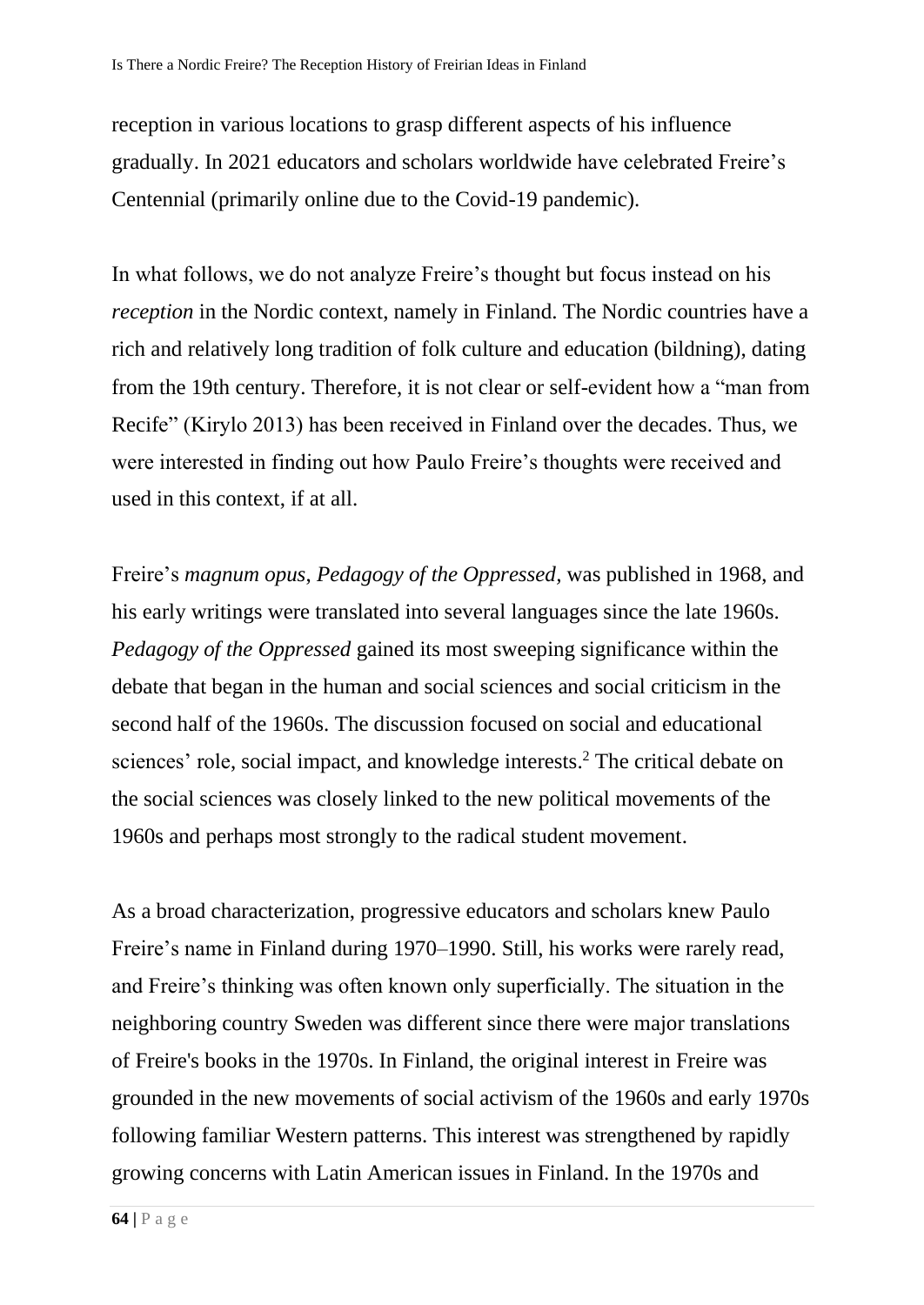reception in various locations to grasp different aspects of his influence gradually. In 2021 educators and scholars worldwide have celebrated Freire's Centennial (primarily online due to the Covid-19 pandemic).

In what follows, we do not analyze Freire's thought but focus instead on his *reception* in the Nordic context, namely in Finland. The Nordic countries have a rich and relatively long tradition of folk culture and education (bildning), dating from the 19th century. Therefore, it is not clear or self-evident how a "man from Recife" (Kirylo 2013) has been received in Finland over the decades. Thus, we were interested in finding out how Paulo Freire's thoughts were received and used in this context, if at all.

Freire's *magnum opus*, *Pedagogy of the Oppressed*, was published in 1968, and his early writings were translated into several languages since the late 1960s. *Pedagogy of the Oppressed* gained its most sweeping significance within the debate that began in the human and social sciences and social criticism in the second half of the 1960s. The discussion focused on social and educational sciences' role, social impact, and knowledge interests.[2] The critical debate on the social sciences was closely linked to the new political movements of the 1960s and perhaps most strongly to the radical student movement.

As a broad characterization, progressive educators and scholars knew Paulo Freire's name in Finland during 1970–1990. Still, his works were rarely read, and Freire's thinking was often known only superficially. The situation in the neighboring country Sweden was different since there were major translations of Freire's books in the 1970s. In Finland, the original interest in Freire was grounded in the new movements of social activism of the 1960s and early 1970s following familiar Western patterns. This interest was strengthened by rapidly growing concerns with Latin American issues in Finland. In the 1970s and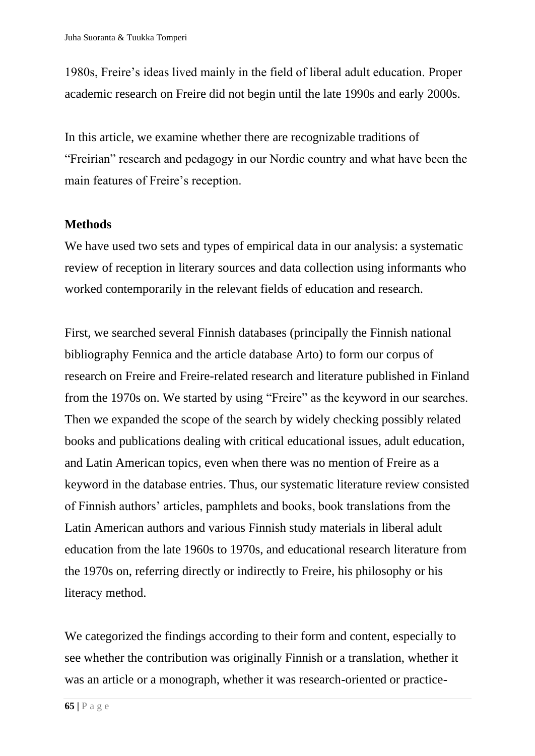1980s, Freire's ideas lived mainly in the field of liberal adult education. Proper academic research on Freire did not begin until the late 1990s and early 2000s.

In this article, we examine whether there are recognizable traditions of "Freirian" research and pedagogy in our Nordic country and what have been the main features of Freire's reception.

## Methods

We have used two sets and types of empirical data in our analysis: a systematic review of reception in literary sources and data collection using informants who worked contemporarily in the relevant fields of education and research.

First, we searched several Finnish databases (principally the Finnish national bibliography Fennica and the article database Arto) to form our corpus of research on Freire and Freire-related research and literature published in Finland from the 1970s on. We started by using "Freire" as the keyword in our searches. Then we expanded the scope of the search by widely checking possibly related books and publications dealing with critical educational issues, adult education, and Latin American topics, even when there was no mention of Freire as a keyword in the database entries. Thus, our systematic literature review consisted of Finnish authors' articles, pamphlets and books, book translations from the Latin American authors and various Finnish study materials in liberal adult education from the late 1960s to 1970s, and educational research literature from the 1970s on, referring directly or indirectly to Freire, his philosophy or his literacy method.

We categorized the findings according to their form and content, especially to see whether the contribution was originally Finnish or a translation, whether it was an article or a monograph, whether it was research-oriented or practice-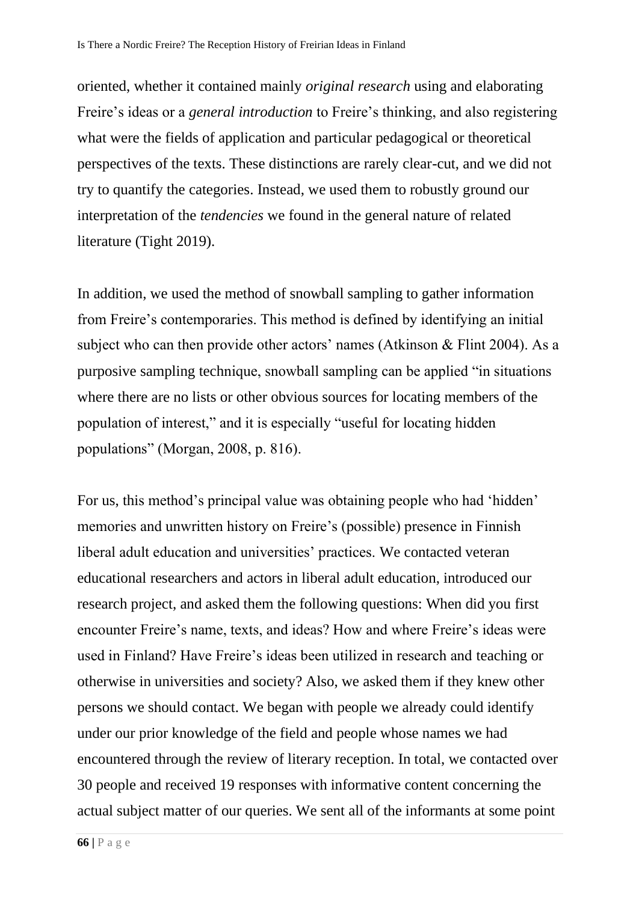oriented, whether it contained mainly *original research* using and elaborating Freire's ideas or a *general introduction* to Freire's thinking, and also registering what were the fields of application and particular pedagogical or theoretical perspectives of the texts. These distinctions are rarely clear-cut, and we did not try to quantify the categories. Instead, we used them to robustly ground our interpretation of the *tendencies* we found in the general nature of related literature (Tight 2019).

In addition, we used the method of snowball sampling to gather information from Freire's contemporaries. This method is defined by identifying an initial subject who can then provide other actors' names (Atkinson & Flint 2004). As a purposive sampling technique, snowball sampling can be applied "in situations where there are no lists or other obvious sources for locating members of the population of interest," and it is especially "useful for locating hidden populations" (Morgan, 2008, p. 816).

For us, this method's principal value was obtaining people who had 'hidden' memories and unwritten history on Freire's (possible) presence in Finnish liberal adult education and universities' practices. We contacted veteran educational researchers and actors in liberal adult education, introduced our research project, and asked them the following questions: When did you first encounter Freire's name, texts, and ideas? How and where Freire's ideas were used in Finland? Have Freire's ideas been utilized in research and teaching or otherwise in universities and society? Also, we asked them if they knew other persons we should contact. We began with people we already could identify under our prior knowledge of the field and people whose names we had encountered through the review of literary reception. In total, we contacted over 30 people and received 19 responses with informative content concerning the actual subject matter of our queries. We sent all of the informants at some point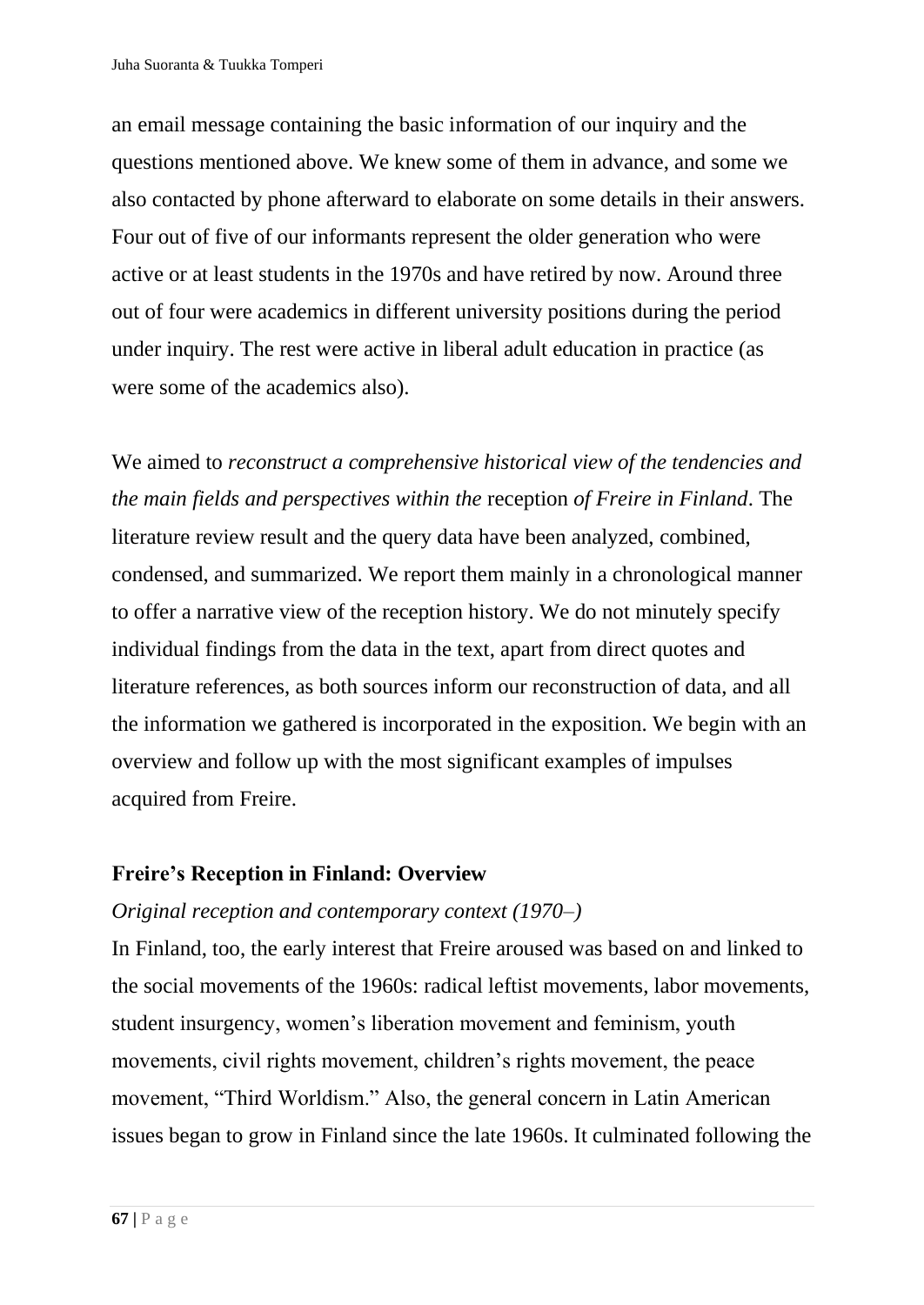an email message containing the basic information of our inquiry and the questions mentioned above. We knew some of them in advance, and some we also contacted by phone afterward to elaborate on some details in their answers. Four out of five of our informants represent the older generation who were active or at least students in the 1970s and have retired by now. Around three out of four were academics in different university positions during the period under inquiry. The rest were active in liberal adult education in practice (as were some of the academics also).

We aimed to *reconstruct a comprehensive historical view of the tendencies and the main fields and perspectives within the* reception *of Freire in Finland*. The literature review result and the query data have been analyzed, combined, condensed, and summarized. We report them mainly in a chronological manner to offer a narrative view of the reception history. We do not minutely specify individual findings from the data in the text, apart from direct quotes and literature references, as both sources inform our reconstruction of data, and all the information we gathered is incorporated in the exposition. We begin with an overview and follow up with the most significant examples of impulses acquired from Freire.

## Freire's Reception in Finland: Overview

### *Original reception and contemporary context (1970–)*

In Finland, too, the early interest that Freire aroused was based on and linked to the social movements of the 1960s: radical leftist movements, labor movements, student insurgency, women's liberation movement and feminism, youth movements, civil rights movement, children's rights movement, the peace movement, "Third Worldism." Also, the general concern in Latin American issues began to grow in Finland since the late 1960s. It culminated following the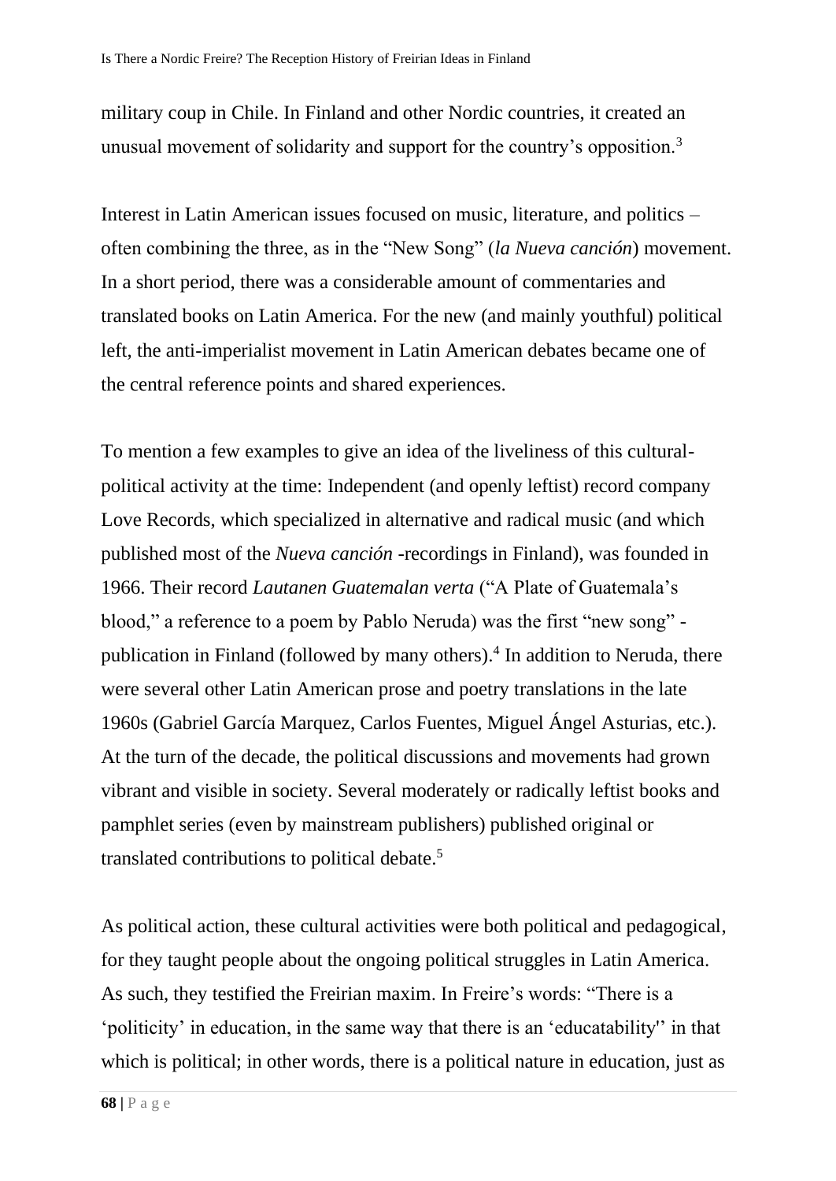military coup in Chile. In Finland and other Nordic countries, it created an unusual movement of solidarity and support for the country's opposition.[3]

Interest in Latin American issues focused on music, literature, and politics – often combining the three, as in the "New Song" (*la Nueva canción*) movement. In a short period, there was a considerable amount of commentaries and translated books on Latin America. For the new (and mainly youthful) political left, the anti-imperialist movement in Latin American debates became one of the central reference points and shared experiences.

To mention a few examples to give an idea of the liveliness of this cultural-political activity at the time: Independent (and openly leftist) record company Love Records, which specialized in alternative and radical music (and which published most of the *Nueva canción* -recordings in Finland), was founded in 1966. Their record *Lautanen Guatemalan verta* ("A Plate of Guatemala's blood," a reference to a poem by Pablo Neruda) was the first "new song" -publication in Finland (followed by many others).[4] In addition to Neruda, there were several other Latin American prose and poetry translations in the late 1960s (Gabriel García Marquez, Carlos Fuentes, Miguel Ángel Asturias, etc.). At the turn of the decade, the political discussions and movements had grown vibrant and visible in society. Several moderately or radically leftist books and pamphlet series (even by mainstream publishers) published original or translated contributions to political debate.[5]

As political action, these cultural activities were both political and pedagogical, for they taught people about the ongoing political struggles in Latin America. As such, they testified the Freirian maxim. In Freire's words: "There is a 'politicity' in education, in the same way that there is an 'educatability'' in that which is political; in other words, there is a political nature in education, just as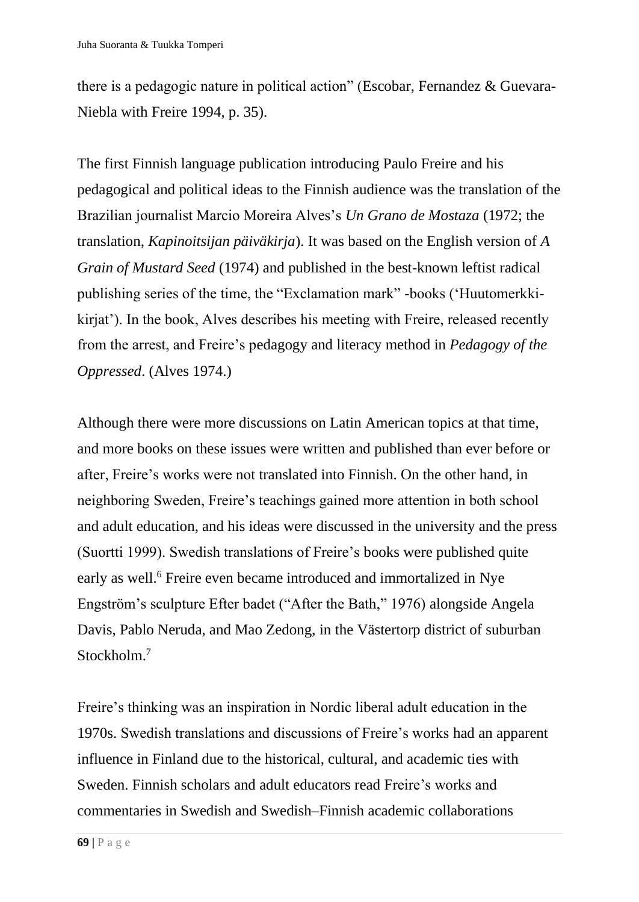there is a pedagogic nature in political action" (Escobar, Fernandez & Guevara-Niebla with Freire 1994, p. 35).

The first Finnish language publication introducing Paulo Freire and his pedagogical and political ideas to the Finnish audience was the translation of the Brazilian journalist Marcio Moreira Alves's *Un Grano de Mostaza* (1972; the translation, *Kapinoitsijan päiväkirja*). It was based on the English version of *A Grain of Mustard Seed* (1974) and published in the best-known leftist radical publishing series of the time, the "Exclamation mark" -books ('Huutomerkki-kirjat'). In the book, Alves describes his meeting with Freire, released recently from the arrest, and Freire's pedagogy and literacy method in *Pedagogy of the Oppressed*. (Alves 1974.)

Although there were more discussions on Latin American topics at that time, and more books on these issues were written and published than ever before or after, Freire's works were not translated into Finnish. On the other hand, in neighboring Sweden, Freire's teachings gained more attention in both school and adult education, and his ideas were discussed in the university and the press (Suortti 1999). Swedish translations of Freire's books were published quite early as well.[6] Freire even became introduced and immortalized in Nye Engström's sculpture Efter badet ("After the Bath," 1976) alongside Angela Davis, Pablo Neruda, and Mao Zedong, in the Västertorp district of suburban Stockholm.[7]

Freire's thinking was an inspiration in Nordic liberal adult education in the 1970s. Swedish translations and discussions of Freire's works had an apparent influence in Finland due to the historical, cultural, and academic ties with Sweden. Finnish scholars and adult educators read Freire's works and commentaries in Swedish and Swedish–Finnish academic collaborations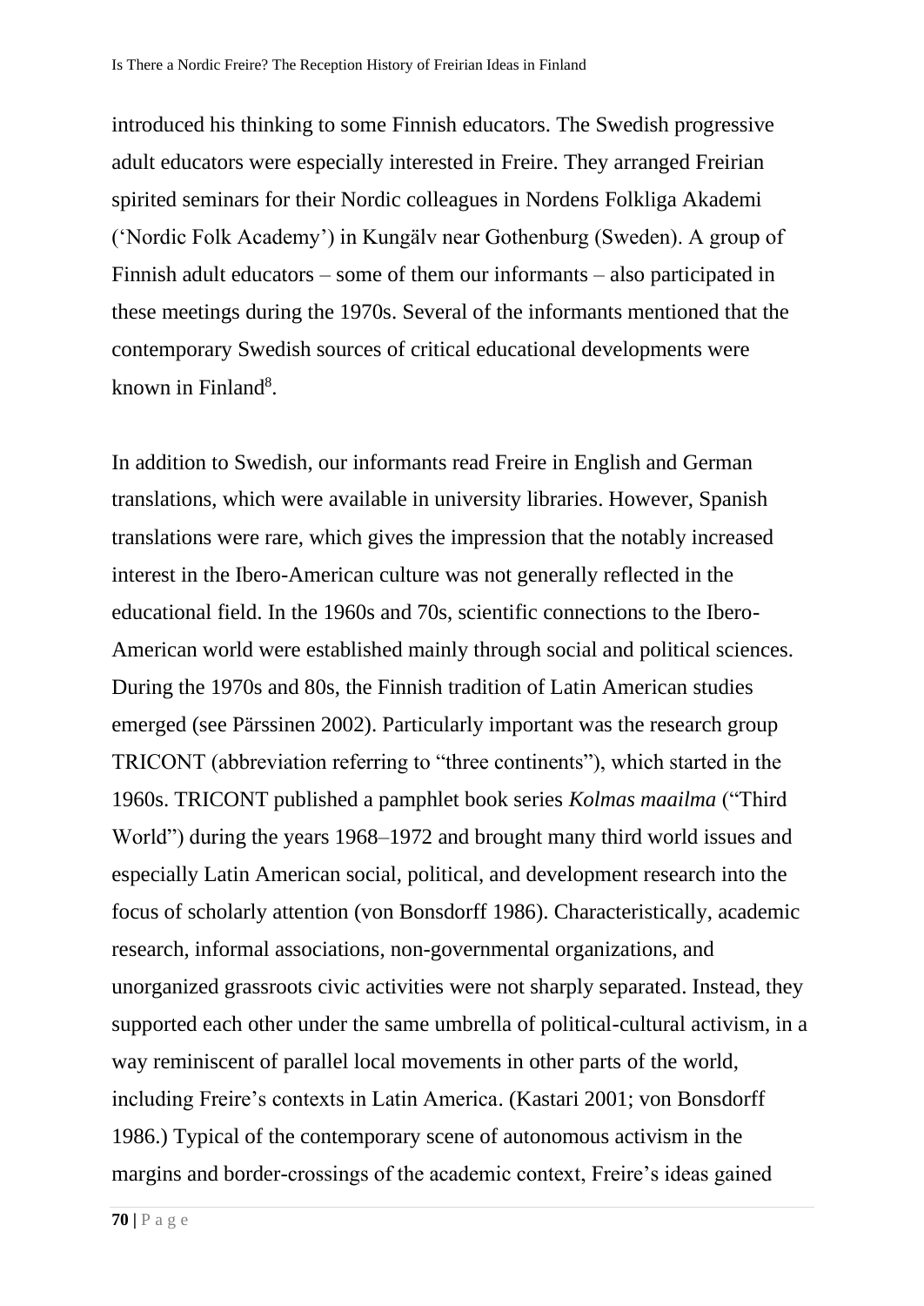introduced his thinking to some Finnish educators. The Swedish progressive adult educators were especially interested in Freire. They arranged Freirian spirited seminars for their Nordic colleagues in Nordens Folkliga Akademi ('Nordic Folk Academy') in Kungälv near Gothenburg (Sweden). A group of Finnish adult educators – some of them our informants – also participated in these meetings during the 1970s. Several of the informants mentioned that the contemporary Swedish sources of critical educational developments were known in Finland[8].

In addition to Swedish, our informants read Freire in English and German translations, which were available in university libraries. However, Spanish translations were rare, which gives the impression that the notably increased interest in the Ibero-American culture was not generally reflected in the educational field. In the 1960s and 70s, scientific connections to the Ibero-American world were established mainly through social and political sciences. During the 1970s and 80s, the Finnish tradition of Latin American studies emerged (see Pärssinen 2002). Particularly important was the research group TRICONT (abbreviation referring to "three continents"), which started in the 1960s. TRICONT published a pamphlet book series *Kolmas maailma* ("Third World") during the years 1968–1972 and brought many third world issues and especially Latin American social, political, and development research into the focus of scholarly attention (von Bonsdorff 1986). Characteristically, academic research, informal associations, non-governmental organizations, and unorganized grassroots civic activities were not sharply separated. Instead, they supported each other under the same umbrella of political-cultural activism, in a way reminiscent of parallel local movements in other parts of the world, including Freire's contexts in Latin America. (Kastari 2001; von Bonsdorff 1986.) Typical of the contemporary scene of autonomous activism in the margins and border-crossings of the academic context, Freire's ideas gained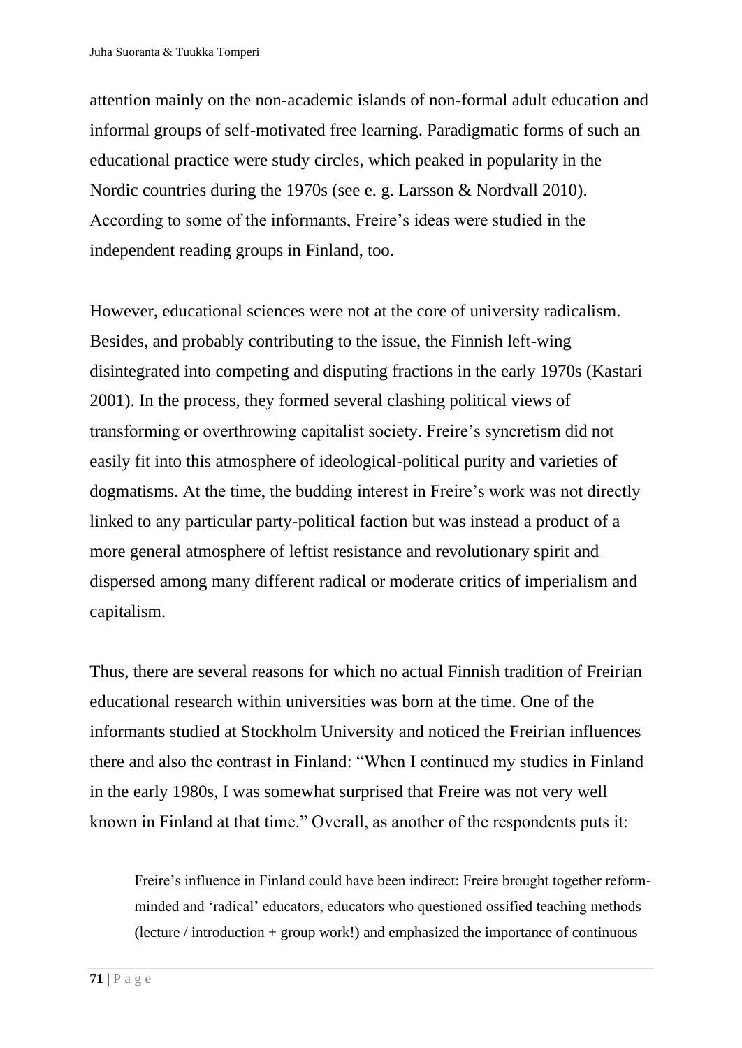attention mainly on the non-academic islands of non-formal adult education and informal groups of self-motivated free learning. Paradigmatic forms of such an educational practice were study circles, which peaked in popularity in the Nordic countries during the 1970s (see e. g. Larsson & Nordvall 2010). According to some of the informants, Freire's ideas were studied in the independent reading groups in Finland, too.

However, educational sciences were not at the core of university radicalism. Besides, and probably contributing to the issue, the Finnish left-wing disintegrated into competing and disputing fractions in the early 1970s (Kastari 2001). In the process, they formed several clashing political views of transforming or overthrowing capitalist society. Freire's syncretism did not easily fit into this atmosphere of ideological-political purity and varieties of dogmatisms. At the time, the budding interest in Freire's work was not directly linked to any particular party-political faction but was instead a product of a more general atmosphere of leftist resistance and revolutionary spirit and dispersed among many different radical or moderate critics of imperialism and capitalism.

Thus, there are several reasons for which no actual Finnish tradition of Freirian educational research within universities was born at the time. One of the informants studied at Stockholm University and noticed the Freirian influences there and also the contrast in Finland: "When I continued my studies in Finland in the early 1980s, I was somewhat surprised that Freire was not very well known in Finland at that time." Overall, as another of the respondents puts it:

> Freire's influence in Finland could have been indirect: Freire brought together reform-minded and 'radical' educators, educators who questioned ossified teaching methods (lecture / introduction + group work!) and emphasized the importance of continuous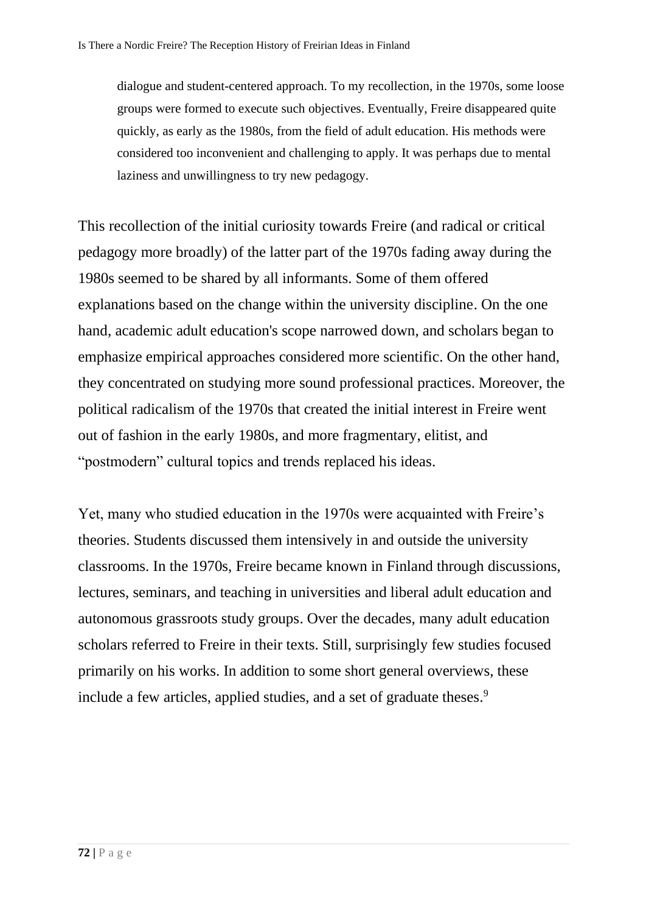> dialogue and student-centered approach. To my recollection, in the 1970s, some loose groups were formed to execute such objectives. Eventually, Freire disappeared quite quickly, as early as the 1980s, from the field of adult education. His methods were considered too inconvenient and challenging to apply. It was perhaps due to mental laziness and unwillingness to try new pedagogy.

This recollection of the initial curiosity towards Freire (and radical or critical pedagogy more broadly) of the latter part of the 1970s fading away during the 1980s seemed to be shared by all informants. Some of them offered explanations based on the change within the university discipline. On the one hand, academic adult education's scope narrowed down, and scholars began to emphasize empirical approaches considered more scientific. On the other hand, they concentrated on studying more sound professional practices. Moreover, the political radicalism of the 1970s that created the initial interest in Freire went out of fashion in the early 1980s, and more fragmentary, elitist, and "postmodern" cultural topics and trends replaced his ideas.

Yet, many who studied education in the 1970s were acquainted with Freire's theories. Students discussed them intensively in and outside the university classrooms. In the 1970s, Freire became known in Finland through discussions, lectures, seminars, and teaching in universities and liberal adult education and autonomous grassroots study groups. Over the decades, many adult education scholars referred to Freire in their texts. Still, surprisingly few studies focused primarily on his works. In addition to some short general overviews, these include a few articles, applied studies, and a set of graduate theses.[9]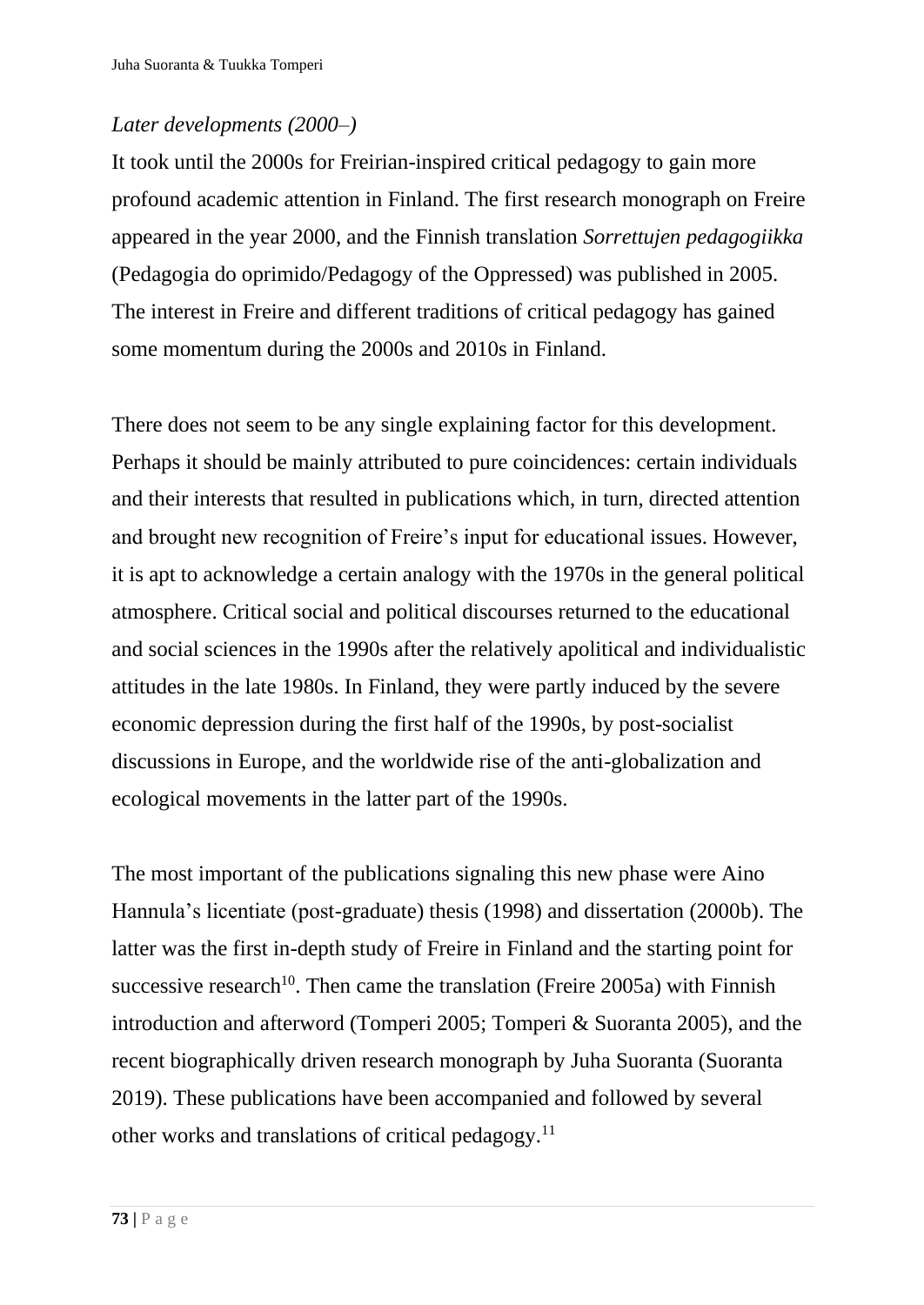*Later developments (2000–)*

It took until the 2000s for Freirian-inspired critical pedagogy to gain more profound academic attention in Finland. The first research monograph on Freire appeared in the year 2000, and the Finnish translation *Sorrettujen pedagogiikka* (Pedagogia do oprimido/Pedagogy of the Oppressed) was published in 2005. The interest in Freire and different traditions of critical pedagogy has gained some momentum during the 2000s and 2010s in Finland.

There does not seem to be any single explaining factor for this development. Perhaps it should be mainly attributed to pure coincidences: certain individuals and their interests that resulted in publications which, in turn, directed attention and brought new recognition of Freire's input for educational issues. However, it is apt to acknowledge a certain analogy with the 1970s in the general political atmosphere. Critical social and political discourses returned to the educational and social sciences in the 1990s after the relatively apolitical and individualistic attitudes in the late 1980s. In Finland, they were partly induced by the severe economic depression during the first half of the 1990s, by post-socialist discussions in Europe, and the worldwide rise of the anti-globalization and ecological movements in the latter part of the 1990s.

The most important of the publications signaling this new phase were Aino Hannula's licentiate (post-graduate) thesis (1998) and dissertation (2000b). The latter was the first in-depth study of Freire in Finland and the starting point for successive research[10]. Then came the translation (Freire 2005a) with Finnish introduction and afterword (Tomperi 2005; Tomperi & Suoranta 2005), and the recent biographically driven research monograph by Juha Suoranta (Suoranta 2019). These publications have been accompanied and followed by several other works and translations of critical pedagogy.[11]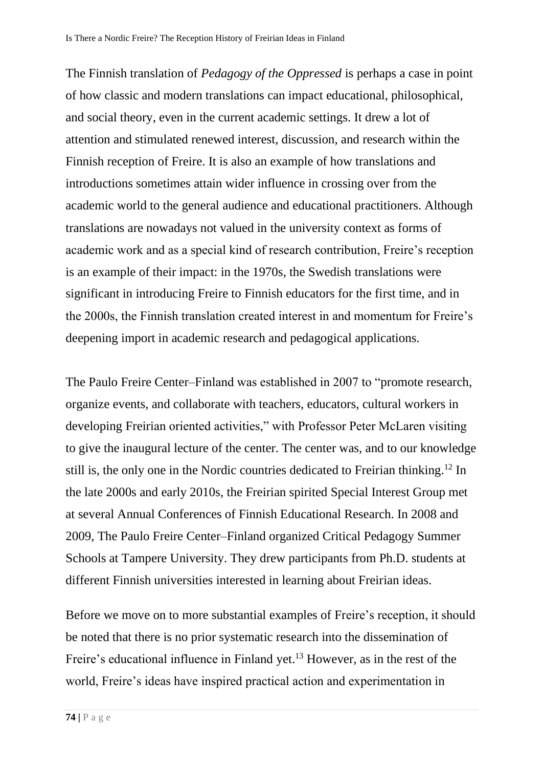The Finnish translation of *Pedagogy of the Oppressed* is perhaps a case in point of how classic and modern translations can impact educational, philosophical, and social theory, even in the current academic settings. It drew a lot of attention and stimulated renewed interest, discussion, and research within the Finnish reception of Freire. It is also an example of how translations and introductions sometimes attain wider influence in crossing over from the academic world to the general audience and educational practitioners. Although translations are nowadays not valued in the university context as forms of academic work and as a special kind of research contribution, Freire's reception is an example of their impact: in the 1970s, the Swedish translations were significant in introducing Freire to Finnish educators for the first time, and in the 2000s, the Finnish translation created interest in and momentum for Freire's deepening import in academic research and pedagogical applications.

The Paulo Freire Center–Finland was established in 2007 to "promote research, organize events, and collaborate with teachers, educators, cultural workers in developing Freirian oriented activities," with Professor Peter McLaren visiting to give the inaugural lecture of the center. The center was, and to our knowledge still is, the only one in the Nordic countries dedicated to Freirian thinking.[12] In the late 2000s and early 2010s, the Freirian spirited Special Interest Group met at several Annual Conferences of Finnish Educational Research. In 2008 and 2009, The Paulo Freire Center–Finland organized Critical Pedagogy Summer Schools at Tampere University. They drew participants from Ph.D. students at different Finnish universities interested in learning about Freirian ideas.

Before we move on to more substantial examples of Freire's reception, it should be noted that there is no prior systematic research into the dissemination of Freire's educational influence in Finland yet.[13] However, as in the rest of the world, Freire's ideas have inspired practical action and experimentation in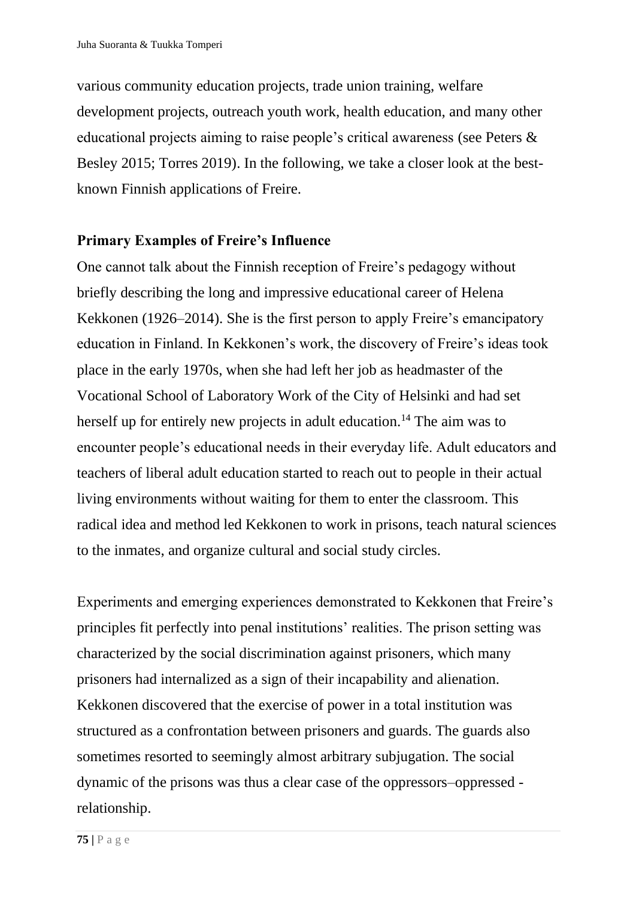various community education projects, trade union training, welfare development projects, outreach youth work, health education, and many other educational projects aiming to raise people's critical awareness (see Peters & Besley 2015; Torres 2019). In the following, we take a closer look at the best-known Finnish applications of Freire.

## Primary Examples of Freire's Influence

One cannot talk about the Finnish reception of Freire's pedagogy without briefly describing the long and impressive educational career of Helena Kekkonen (1926–2014). She is the first person to apply Freire's emancipatory education in Finland. In Kekkonen's work, the discovery of Freire's ideas took place in the early 1970s, when she had left her job as headmaster of the Vocational School of Laboratory Work of the City of Helsinki and had set herself up for entirely new projects in adult education.[14] The aim was to encounter people's educational needs in their everyday life. Adult educators and teachers of liberal adult education started to reach out to people in their actual living environments without waiting for them to enter the classroom. This radical idea and method led Kekkonen to work in prisons, teach natural sciences to the inmates, and organize cultural and social study circles.

Experiments and emerging experiences demonstrated to Kekkonen that Freire's principles fit perfectly into penal institutions' realities. The prison setting was characterized by the social discrimination against prisoners, which many prisoners had internalized as a sign of their incapability and alienation. Kekkonen discovered that the exercise of power in a total institution was structured as a confrontation between prisoners and guards. The guards also sometimes resorted to seemingly almost arbitrary subjugation. The social dynamic of the prisons was thus a clear case of the oppressors–oppressed -relationship.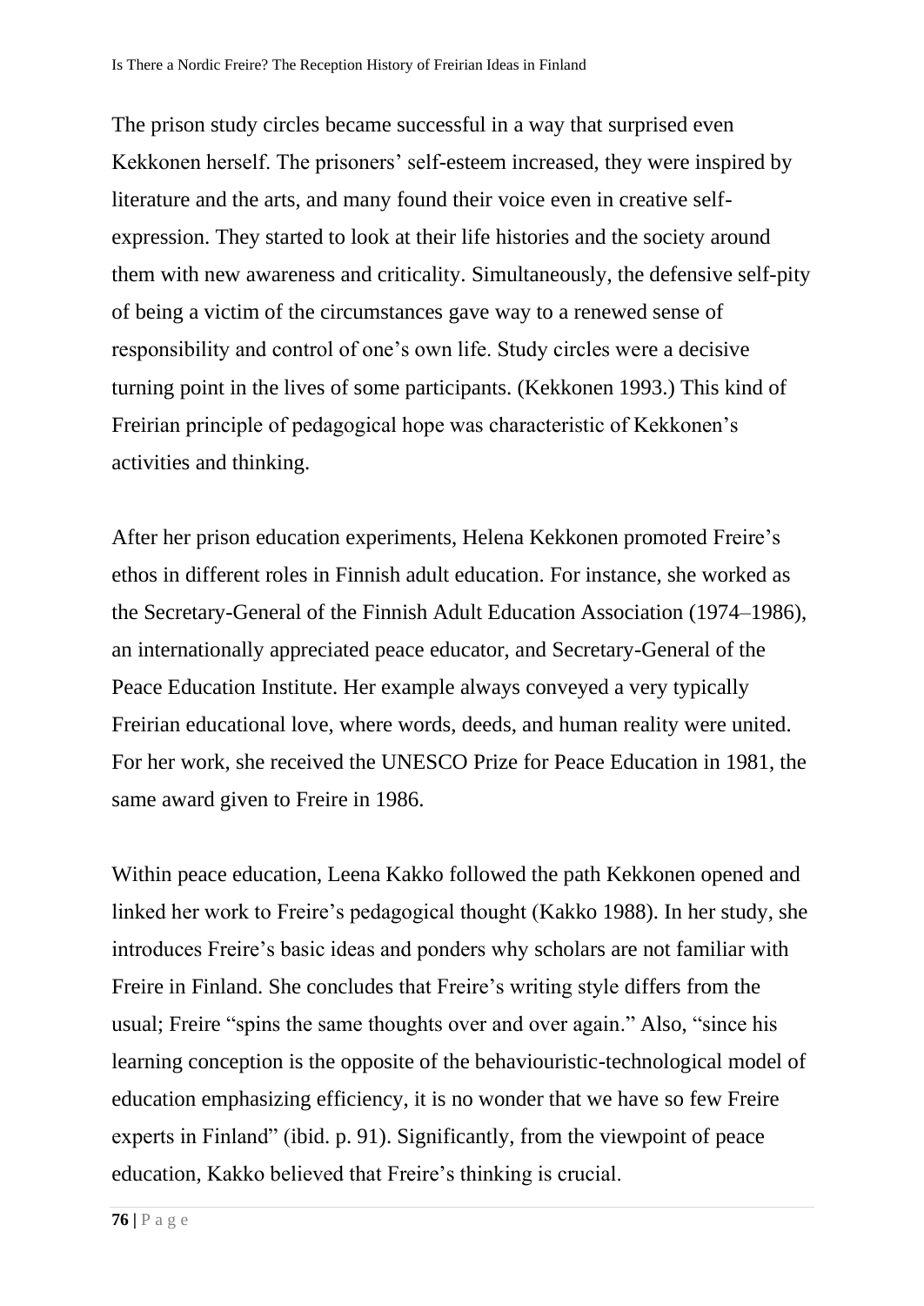The prison study circles became successful in a way that surprised even Kekkonen herself. The prisoners' self-esteem increased, they were inspired by literature and the arts, and many found their voice even in creative self-expression. They started to look at their life histories and the society around them with new awareness and criticality. Simultaneously, the defensive self-pity of being a victim of the circumstances gave way to a renewed sense of responsibility and control of one's own life. Study circles were a decisive turning point in the lives of some participants. (Kekkonen 1993.) This kind of Freirian principle of pedagogical hope was characteristic of Kekkonen's activities and thinking.

After her prison education experiments, Helena Kekkonen promoted Freire's ethos in different roles in Finnish adult education. For instance, she worked as the Secretary-General of the Finnish Adult Education Association (1974–1986), an internationally appreciated peace educator, and Secretary-General of the Peace Education Institute. Her example always conveyed a very typically Freirian educational love, where words, deeds, and human reality were united. For her work, she received the UNESCO Prize for Peace Education in 1981, the same award given to Freire in 1986.

Within peace education, Leena Kakko followed the path Kekkonen opened and linked her work to Freire's pedagogical thought (Kakko 1988). In her study, she introduces Freire's basic ideas and ponders why scholars are not familiar with Freire in Finland. She concludes that Freire's writing style differs from the usual; Freire "spins the same thoughts over and over again." Also, "since his learning conception is the opposite of the behaviouristic-technological model of education emphasizing efficiency, it is no wonder that we have so few Freire experts in Finland" (ibid. p. 91). Significantly, from the viewpoint of peace education, Kakko believed that Freire's thinking is crucial.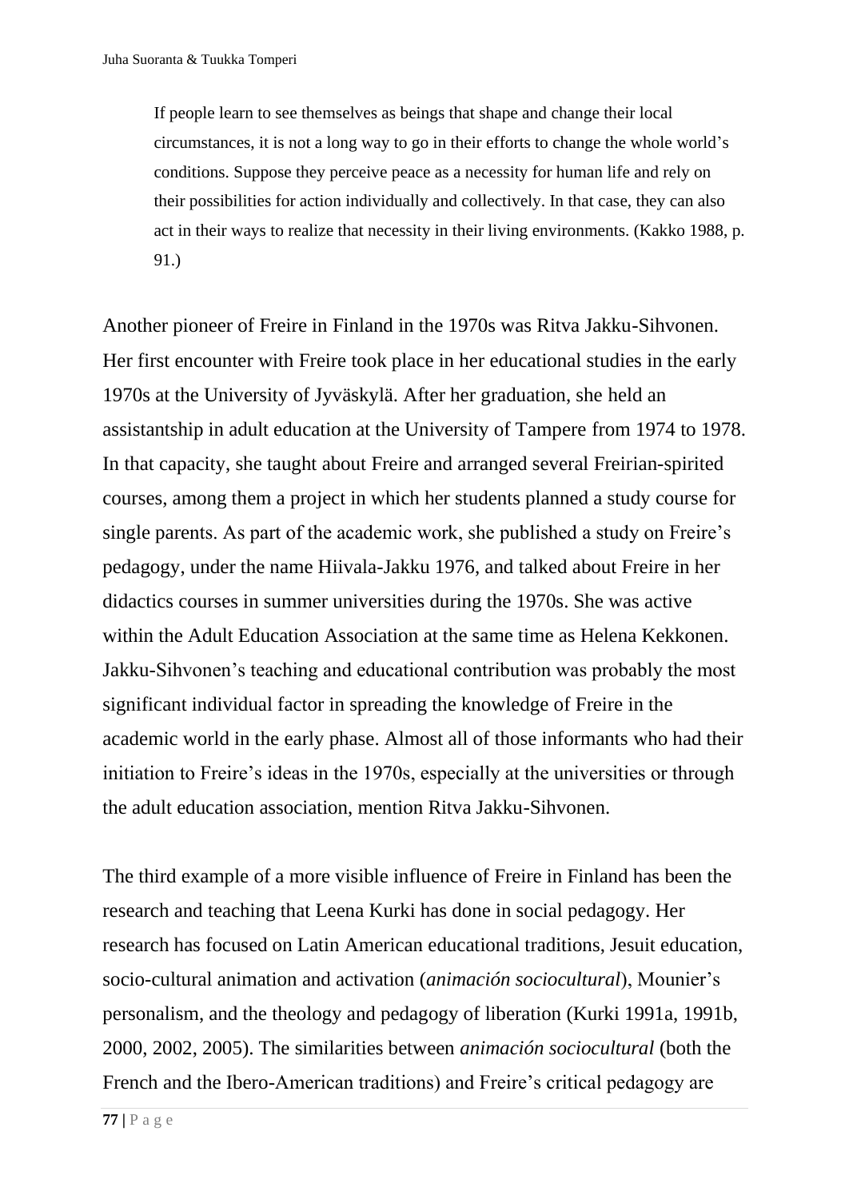> If people learn to see themselves as beings that shape and change their local circumstances, it is not a long way to go in their efforts to change the whole world's conditions. Suppose they perceive peace as a necessity for human life and rely on their possibilities for action individually and collectively. In that case, they can also act in their ways to realize that necessity in their living environments. (Kakko 1988, p. 91.)

Another pioneer of Freire in Finland in the 1970s was Ritva Jakku-Sihvonen. Her first encounter with Freire took place in her educational studies in the early 1970s at the University of Jyväskylä. After her graduation, she held an assistantship in adult education at the University of Tampere from 1974 to 1978. In that capacity, she taught about Freire and arranged several Freirian-spirited courses, among them a project in which her students planned a study course for single parents. As part of the academic work, she published a study on Freire's pedagogy, under the name Hiivala-Jakku 1976, and talked about Freire in her didactics courses in summer universities during the 1970s. She was active within the Adult Education Association at the same time as Helena Kekkonen. Jakku-Sihvonen's teaching and educational contribution was probably the most significant individual factor in spreading the knowledge of Freire in the academic world in the early phase. Almost all of those informants who had their initiation to Freire's ideas in the 1970s, especially at the universities or through the adult education association, mention Ritva Jakku-Sihvonen.

The third example of a more visible influence of Freire in Finland has been the research and teaching that Leena Kurki has done in social pedagogy. Her research has focused on Latin American educational traditions, Jesuit education, socio-cultural animation and activation (*animación sociocultural*), Mounier's personalism, and the theology and pedagogy of liberation (Kurki 1991a, 1991b, 2000, 2002, 2005). The similarities between *animación sociocultural* (both the French and the Ibero-American traditions) and Freire's critical pedagogy are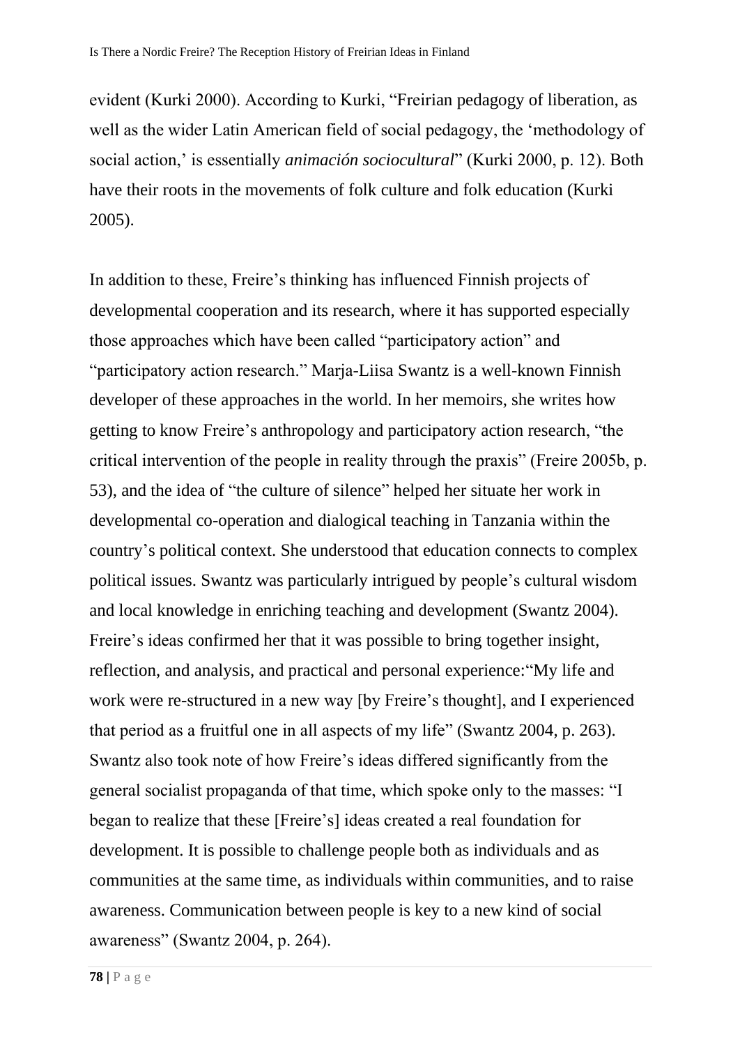evident (Kurki 2000). According to Kurki, “Freirian pedagogy of liberation, as well as the wider Latin American field of social pedagogy, the ‘methodology of social action,’ is essentially *animación sociocultural*” (Kurki 2000, p. 12). Both have their roots in the movements of folk culture and folk education (Kurki 2005).

In addition to these, Freire’s thinking has influenced Finnish projects of developmental cooperation and its research, where it has supported especially those approaches which have been called “participatory action” and “participatory action research.” Marja-Liisa Swantz is a well-known Finnish developer of these approaches in the world. In her memoirs, she writes how getting to know Freire’s anthropology and participatory action research, “the critical intervention of the people in reality through the praxis” (Freire 2005b, p. 53), and the idea of “the culture of silence” helped her situate her work in developmental co-operation and dialogical teaching in Tanzania within the country’s political context. She understood that education connects to complex political issues. Swantz was particularly intrigued by people’s cultural wisdom and local knowledge in enriching teaching and development (Swantz 2004). Freire’s ideas confirmed her that it was possible to bring together insight, reflection, and analysis, and practical and personal experience:“My life and work were re-structured in a new way [by Freire’s thought], and I experienced that period as a fruitful one in all aspects of my life” (Swantz 2004, p. 263). Swantz also took note of how Freire’s ideas differed significantly from the general socialist propaganda of that time, which spoke only to the masses: “I began to realize that these [Freire’s] ideas created a real foundation for development. It is possible to challenge people both as individuals and as communities at the same time, as individuals within communities, and to raise awareness. Communication between people is key to a new kind of social awareness” (Swantz 2004, p. 264).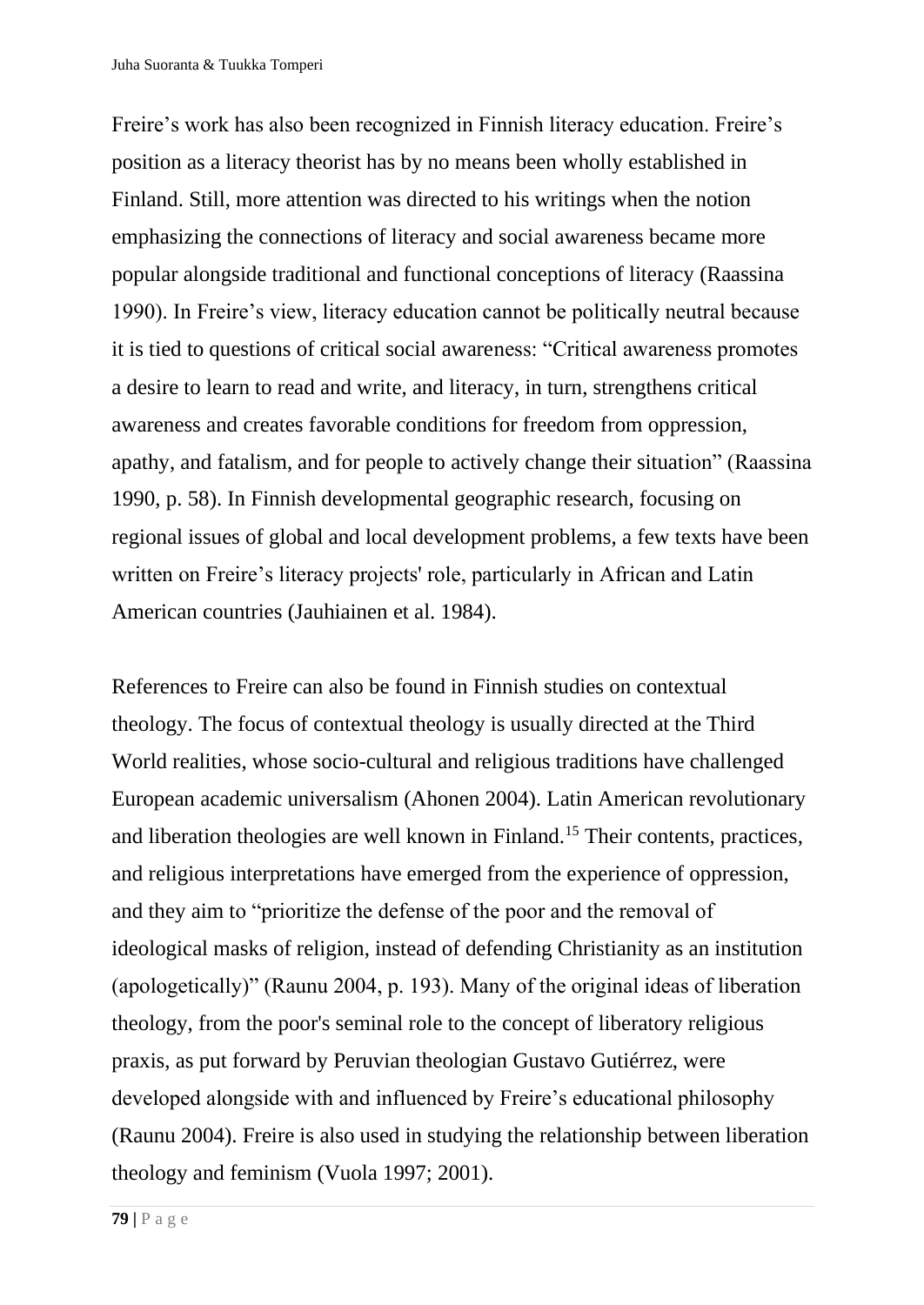Freire's work has also been recognized in Finnish literacy education. Freire's position as a literacy theorist has by no means been wholly established in Finland. Still, more attention was directed to his writings when the notion emphasizing the connections of literacy and social awareness became more popular alongside traditional and functional conceptions of literacy (Raassina 1990). In Freire's view, literacy education cannot be politically neutral because it is tied to questions of critical social awareness: "Critical awareness promotes a desire to learn to read and write, and literacy, in turn, strengthens critical awareness and creates favorable conditions for freedom from oppression, apathy, and fatalism, and for people to actively change their situation" (Raassina 1990, p. 58). In Finnish developmental geographic research, focusing on regional issues of global and local development problems, a few texts have been written on Freire's literacy projects' role, particularly in African and Latin American countries (Jauhiainen et al. 1984).

References to Freire can also be found in Finnish studies on contextual theology. The focus of contextual theology is usually directed at the Third World realities, whose socio-cultural and religious traditions have challenged European academic universalism (Ahonen 2004). Latin American revolutionary and liberation theologies are well known in Finland.[15] Their contents, practices, and religious interpretations have emerged from the experience of oppression, and they aim to "prioritize the defense of the poor and the removal of ideological masks of religion, instead of defending Christianity as an institution (apologetically)" (Raunu 2004, p. 193). Many of the original ideas of liberation theology, from the poor's seminal role to the concept of liberatory religious praxis, as put forward by Peruvian theologian Gustavo Gutiérrez, were developed alongside with and influenced by Freire's educational philosophy (Raunu 2004). Freire is also used in studying the relationship between liberation theology and feminism (Vuola 1997; 2001).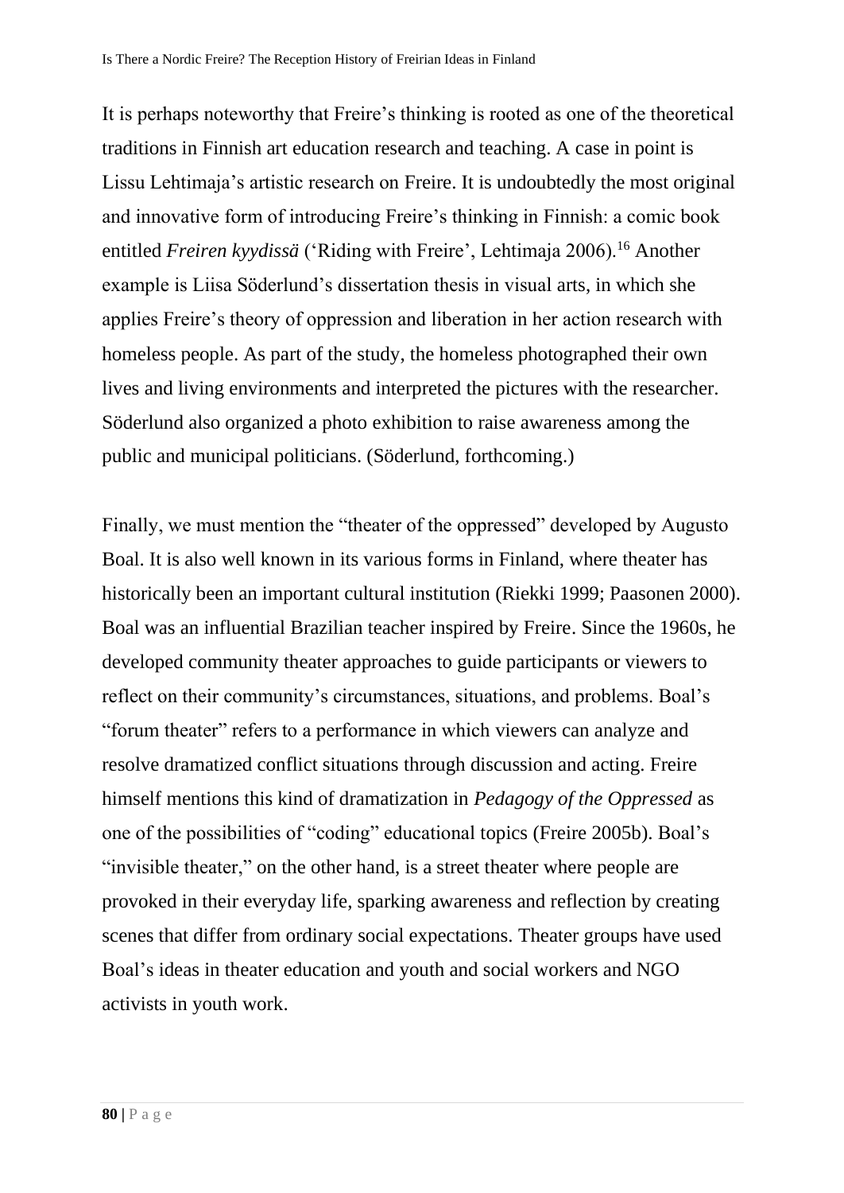It is perhaps noteworthy that Freire's thinking is rooted as one of the theoretical traditions in Finnish art education research and teaching. A case in point is Lissu Lehtimaja's artistic research on Freire. It is undoubtedly the most original and innovative form of introducing Freire's thinking in Finnish: a comic book entitled *Freiren kyydissä* ('Riding with Freire', Lehtimaja 2006).[16] Another example is Liisa Söderlund's dissertation thesis in visual arts, in which she applies Freire's theory of oppression and liberation in her action research with homeless people. As part of the study, the homeless photographed their own lives and living environments and interpreted the pictures with the researcher. Söderlund also organized a photo exhibition to raise awareness among the public and municipal politicians. (Söderlund, forthcoming.)

Finally, we must mention the "theater of the oppressed" developed by Augusto Boal. It is also well known in its various forms in Finland, where theater has historically been an important cultural institution (Riekki 1999; Paasonen 2000). Boal was an influential Brazilian teacher inspired by Freire. Since the 1960s, he developed community theater approaches to guide participants or viewers to reflect on their community's circumstances, situations, and problems. Boal's "forum theater" refers to a performance in which viewers can analyze and resolve dramatized conflict situations through discussion and acting. Freire himself mentions this kind of dramatization in *Pedagogy of the Oppressed* as one of the possibilities of "coding" educational topics (Freire 2005b). Boal's "invisible theater," on the other hand, is a street theater where people are provoked in their everyday life, sparking awareness and reflection by creating scenes that differ from ordinary social expectations. Theater groups have used Boal's ideas in theater education and youth and social workers and NGO activists in youth work.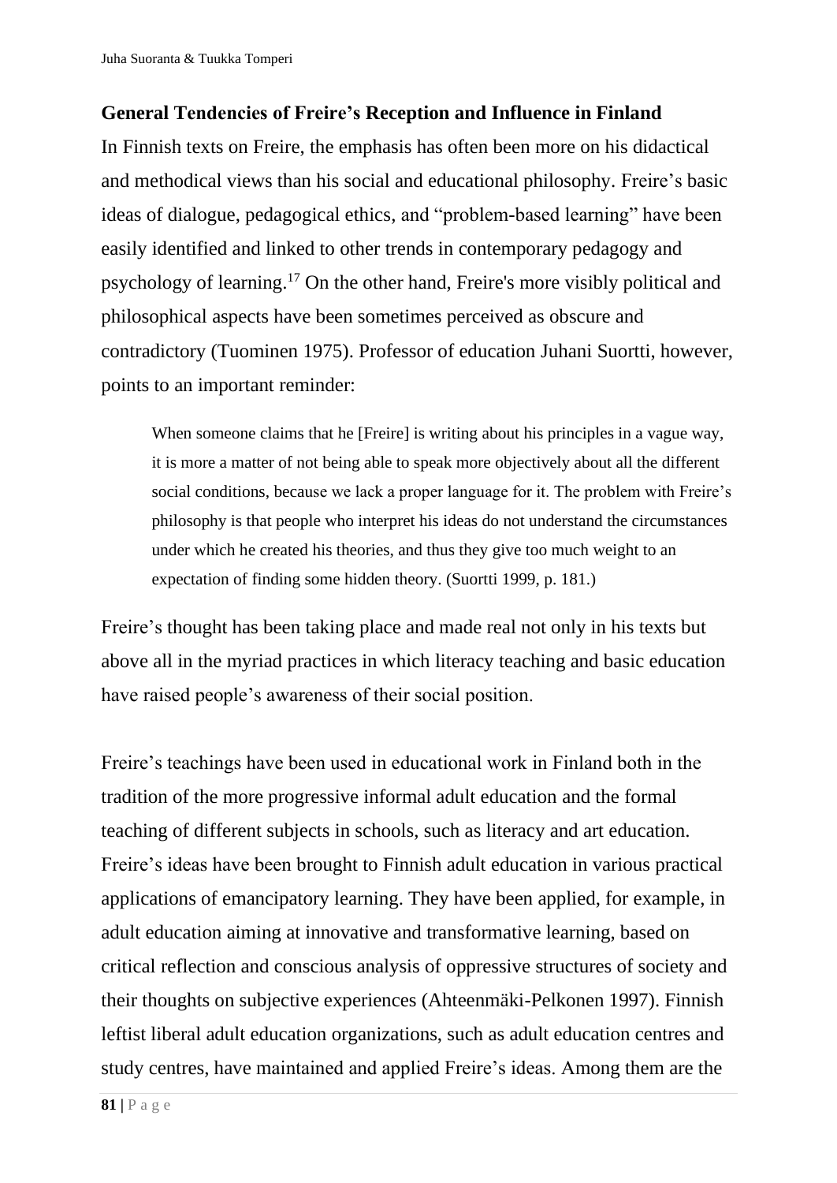## General Tendencies of Freire's Reception and Influence in Finland

In Finnish texts on Freire, the emphasis has often been more on his didactical and methodical views than his social and educational philosophy. Freire's basic ideas of dialogue, pedagogical ethics, and "problem-based learning" have been easily identified and linked to other trends in contemporary pedagogy and psychology of learning.[17] On the other hand, Freire's more visibly political and philosophical aspects have been sometimes perceived as obscure and contradictory (Tuominen 1975). Professor of education Juhani Suortti, however, points to an important reminder:

> When someone claims that he [Freire] is writing about his principles in a vague way, it is more a matter of not being able to speak more objectively about all the different social conditions, because we lack a proper language for it. The problem with Freire's philosophy is that people who interpret his ideas do not understand the circumstances under which he created his theories, and thus they give too much weight to an expectation of finding some hidden theory. (Suortti 1999, p. 181.)

Freire's thought has been taking place and made real not only in his texts but above all in the myriad practices in which literacy teaching and basic education have raised people's awareness of their social position.

Freire's teachings have been used in educational work in Finland both in the tradition of the more progressive informal adult education and the formal teaching of different subjects in schools, such as literacy and art education. Freire's ideas have been brought to Finnish adult education in various practical applications of emancipatory learning. They have been applied, for example, in adult education aiming at innovative and transformative learning, based on critical reflection and conscious analysis of oppressive structures of society and their thoughts on subjective experiences (Ahteenmäki-Pelkonen 1997). Finnish leftist liberal adult education organizations, such as adult education centres and study centres, have maintained and applied Freire's ideas. Among them are the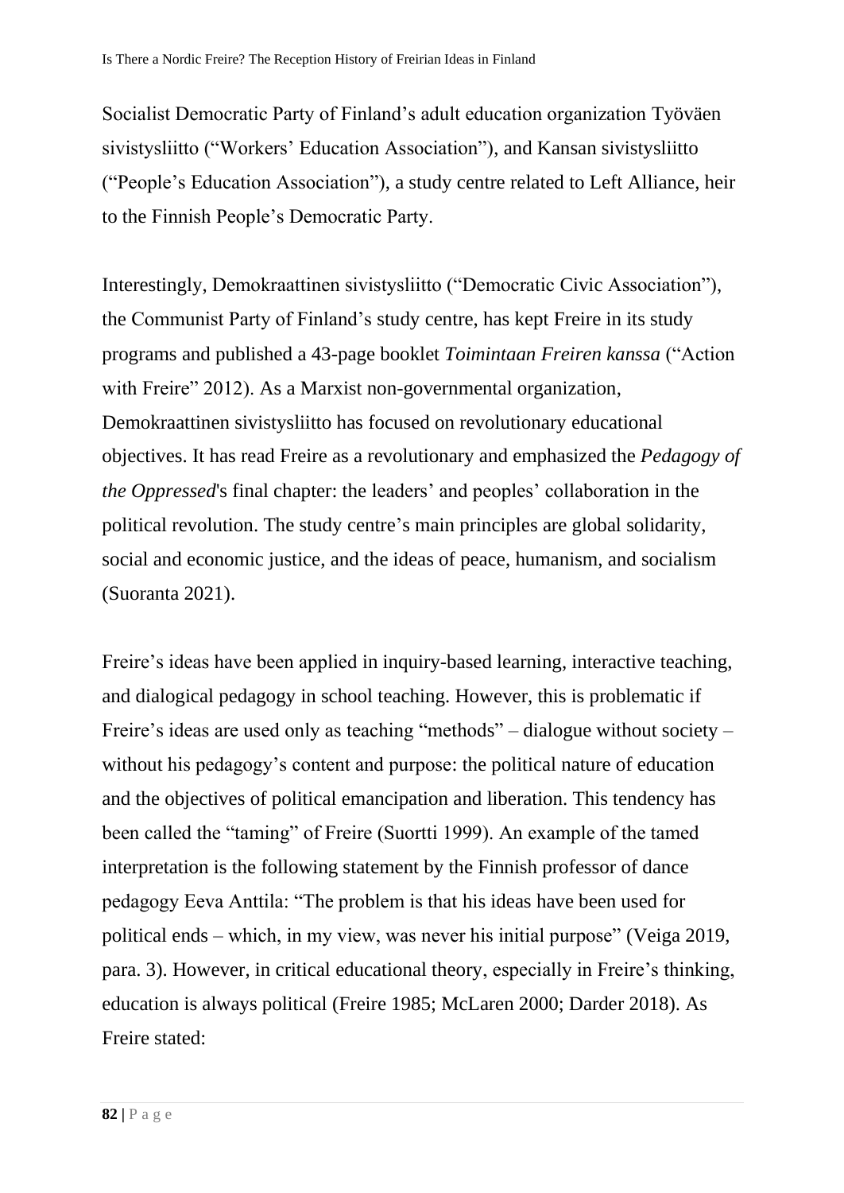Socialist Democratic Party of Finland’s adult education organization Työväen sivistysliitto (“Workers’ Education Association”), and Kansan sivistysliitto (“People’s Education Association”), a study centre related to Left Alliance, heir to the Finnish People’s Democratic Party.

Interestingly, Demokraattinen sivistysliitto (“Democratic Civic Association”), the Communist Party of Finland’s study centre, has kept Freire in its study programs and published a 43-page booklet *Toimintaan Freiren kanssa* (“Action with Freire” 2012). As a Marxist non-governmental organization, Demokraattinen sivistysliitto has focused on revolutionary educational objectives. It has read Freire as a revolutionary and emphasized the *Pedagogy of the Oppressed*'s final chapter: the leaders’ and peoples’ collaboration in the political revolution. The study centre’s main principles are global solidarity, social and economic justice, and the ideas of peace, humanism, and socialism (Suoranta 2021).

Freire’s ideas have been applied in inquiry-based learning, interactive teaching, and dialogical pedagogy in school teaching. However, this is problematic if Freire’s ideas are used only as teaching “methods” – dialogue without society – without his pedagogy’s content and purpose: the political nature of education and the objectives of political emancipation and liberation. This tendency has been called the “taming” of Freire (Suortti 1999). An example of the tamed interpretation is the following statement by the Finnish professor of dance pedagogy Eeva Anttila: “The problem is that his ideas have been used for political ends – which, in my view, was never his initial purpose” (Veiga 2019, para. 3). However, in critical educational theory, especially in Freire’s thinking, education is always political (Freire 1985; McLaren 2000; Darder 2018). As Freire stated: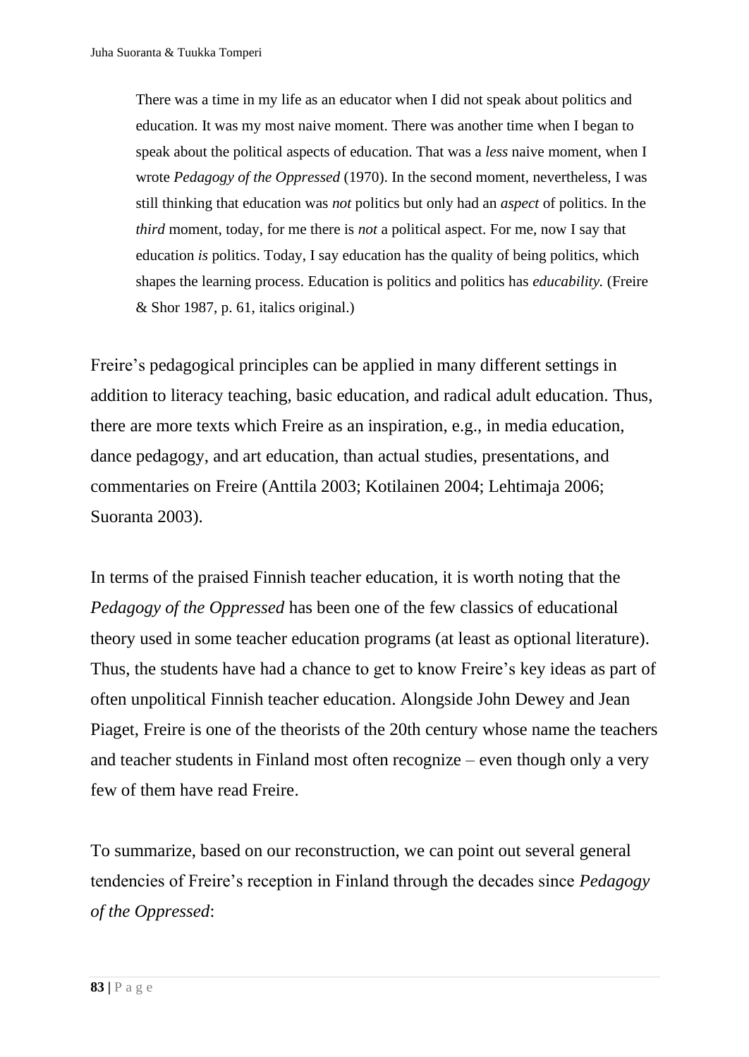> There was a time in my life as an educator when I did not speak about politics and education. It was my most naive moment. There was another time when I began to speak about the political aspects of education. That was a *less* naive moment, when I wrote *Pedagogy of the Oppressed* (1970). In the second moment, nevertheless, I was still thinking that education was *not* politics but only had an *aspect* of politics. In the *third* moment, today, for me there is *not* a political aspect. For me, now I say that education *is* politics. Today, I say education has the quality of being politics, which shapes the learning process. Education is politics and politics has *educability.* (Freire & Shor 1987, p. 61, italics original.)

Freire's pedagogical principles can be applied in many different settings in addition to literacy teaching, basic education, and radical adult education. Thus, there are more texts which Freire as an inspiration, e.g., in media education, dance pedagogy, and art education, than actual studies, presentations, and commentaries on Freire (Anttila 2003; Kotilainen 2004; Lehtimaja 2006; Suoranta 2003).

In terms of the praised Finnish teacher education, it is worth noting that the *Pedagogy of the Oppressed* has been one of the few classics of educational theory used in some teacher education programs (at least as optional literature). Thus, the students have had a chance to get to know Freire's key ideas as part of often unpolitical Finnish teacher education. Alongside John Dewey and Jean Piaget, Freire is one of the theorists of the 20th century whose name the teachers and teacher students in Finland most often recognize – even though only a very few of them have read Freire.

To summarize, based on our reconstruction, we can point out several general tendencies of Freire's reception in Finland through the decades since *Pedagogy of the Oppressed*: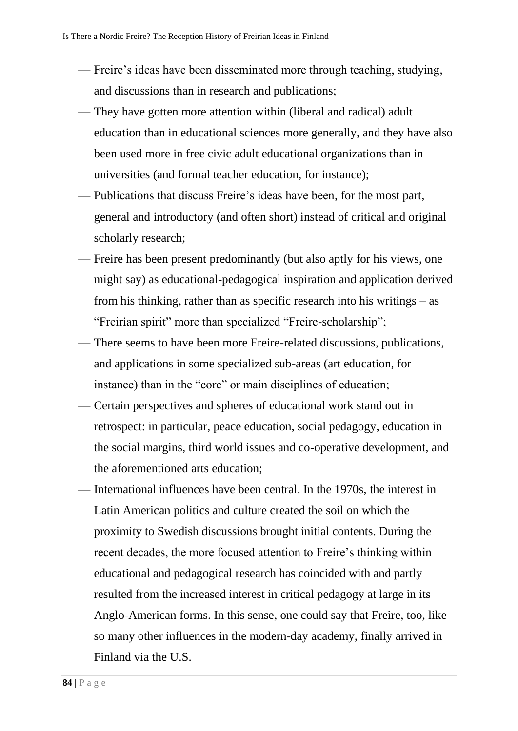- Freire's ideas have been disseminated more through teaching, studying, and discussions than in research and publications;
- They have gotten more attention within (liberal and radical) adult education than in educational sciences more generally, and they have also been used more in free civic adult educational organizations than in universities (and formal teacher education, for instance);
- Publications that discuss Freire's ideas have been, for the most part, general and introductory (and often short) instead of critical and original scholarly research;
- Freire has been present predominantly (but also aptly for his views, one might say) as educational-pedagogical inspiration and application derived from his thinking, rather than as specific research into his writings – as "Freirian spirit" more than specialized "Freire-scholarship";
- There seems to have been more Freire-related discussions, publications, and applications in some specialized sub-areas (art education, for instance) than in the "core" or main disciplines of education;
- Certain perspectives and spheres of educational work stand out in retrospect: in particular, peace education, social pedagogy, education in the social margins, third world issues and co-operative development, and the aforementioned arts education;
- International influences have been central. In the 1970s, the interest in Latin American politics and culture created the soil on which the proximity to Swedish discussions brought initial contents. During the recent decades, the more focused attention to Freire's thinking within educational and pedagogical research has coincided with and partly resulted from the increased interest in critical pedagogy at large in its Anglo-American forms. In this sense, one could say that Freire, too, like so many other influences in the modern-day academy, finally arrived in Finland via the U.S.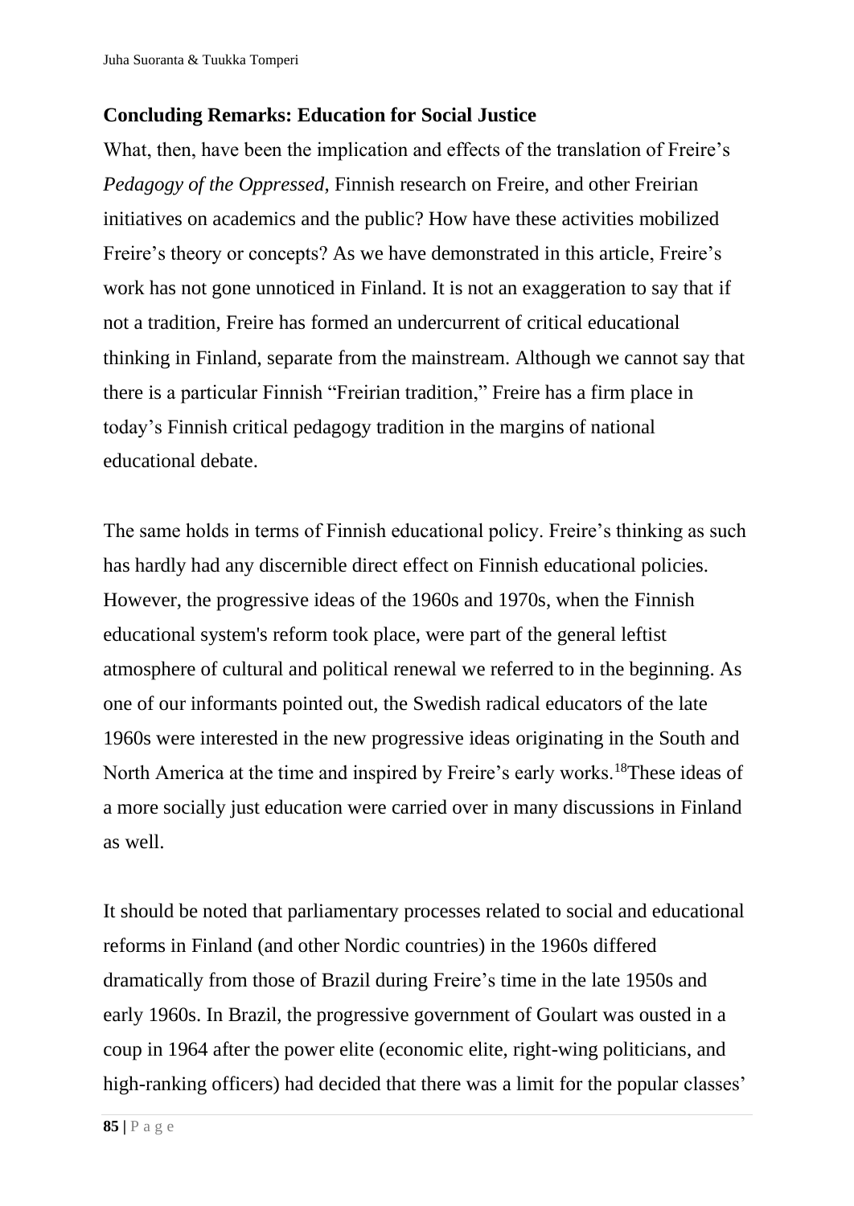## Concluding Remarks: Education for Social Justice

What, then, have been the implication and effects of the translation of Freire's *Pedagogy of the Oppressed*, Finnish research on Freire, and other Freirian initiatives on academics and the public? How have these activities mobilized Freire's theory or concepts? As we have demonstrated in this article, Freire's work has not gone unnoticed in Finland. It is not an exaggeration to say that if not a tradition, Freire has formed an undercurrent of critical educational thinking in Finland, separate from the mainstream. Although we cannot say that there is a particular Finnish "Freirian tradition," Freire has a firm place in today's Finnish critical pedagogy tradition in the margins of national educational debate.

The same holds in terms of Finnish educational policy. Freire's thinking as such has hardly had any discernible direct effect on Finnish educational policies. However, the progressive ideas of the 1960s and 1970s, when the Finnish educational system's reform took place, were part of the general leftist atmosphere of cultural and political renewal we referred to in the beginning. As one of our informants pointed out, the Swedish radical educators of the late 1960s were interested in the new progressive ideas originating in the South and North America at the time and inspired by Freire's early works.[18]These ideas of a more socially just education were carried over in many discussions in Finland as well.

It should be noted that parliamentary processes related to social and educational reforms in Finland (and other Nordic countries) in the 1960s differed dramatically from those of Brazil during Freire's time in the late 1950s and early 1960s. In Brazil, the progressive government of Goulart was ousted in a coup in 1964 after the power elite (economic elite, right-wing politicians, and high-ranking officers) had decided that there was a limit for the popular classes'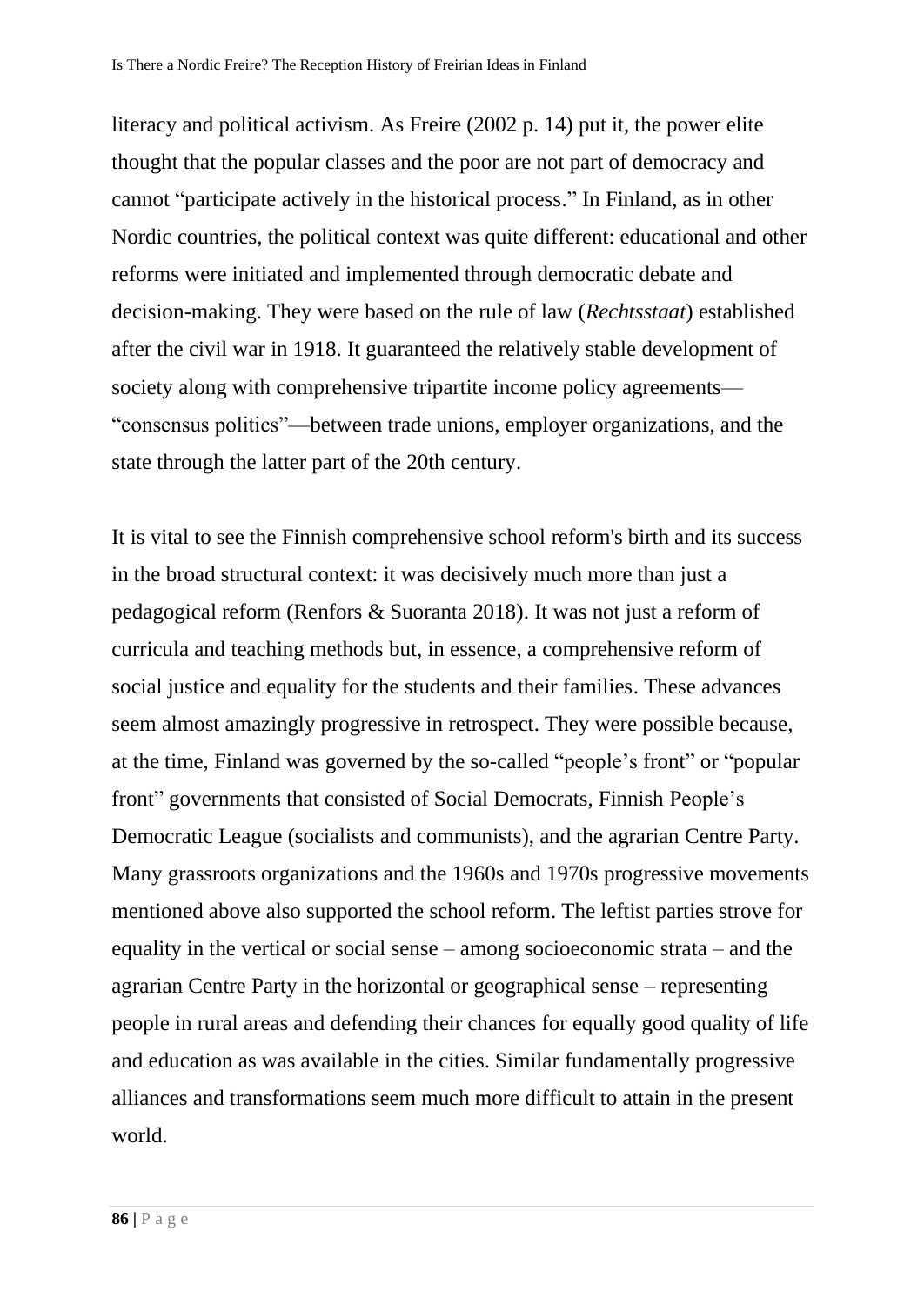literacy and political activism. As Freire (2002 p. 14) put it, the power elite thought that the popular classes and the poor are not part of democracy and cannot "participate actively in the historical process." In Finland, as in other Nordic countries, the political context was quite different: educational and other reforms were initiated and implemented through democratic debate and decision-making. They were based on the rule of law (*Rechtsstaat*) established after the civil war in 1918. It guaranteed the relatively stable development of society along with comprehensive tripartite income policy agreements—"consensus politics"—between trade unions, employer organizations, and the state through the latter part of the 20th century.

It is vital to see the Finnish comprehensive school reform's birth and its success in the broad structural context: it was decisively much more than just a pedagogical reform (Renfors & Suoranta 2018). It was not just a reform of curricula and teaching methods but, in essence, a comprehensive reform of social justice and equality for the students and their families. These advances seem almost amazingly progressive in retrospect. They were possible because, at the time, Finland was governed by the so-called "people's front" or "popular front" governments that consisted of Social Democrats, Finnish People's Democratic League (socialists and communists), and the agrarian Centre Party. Many grassroots organizations and the 1960s and 1970s progressive movements mentioned above also supported the school reform. The leftist parties strove for equality in the vertical or social sense – among socioeconomic strata – and the agrarian Centre Party in the horizontal or geographical sense – representing people in rural areas and defending their chances for equally good quality of life and education as was available in the cities. Similar fundamentally progressive alliances and transformations seem much more difficult to attain in the present world.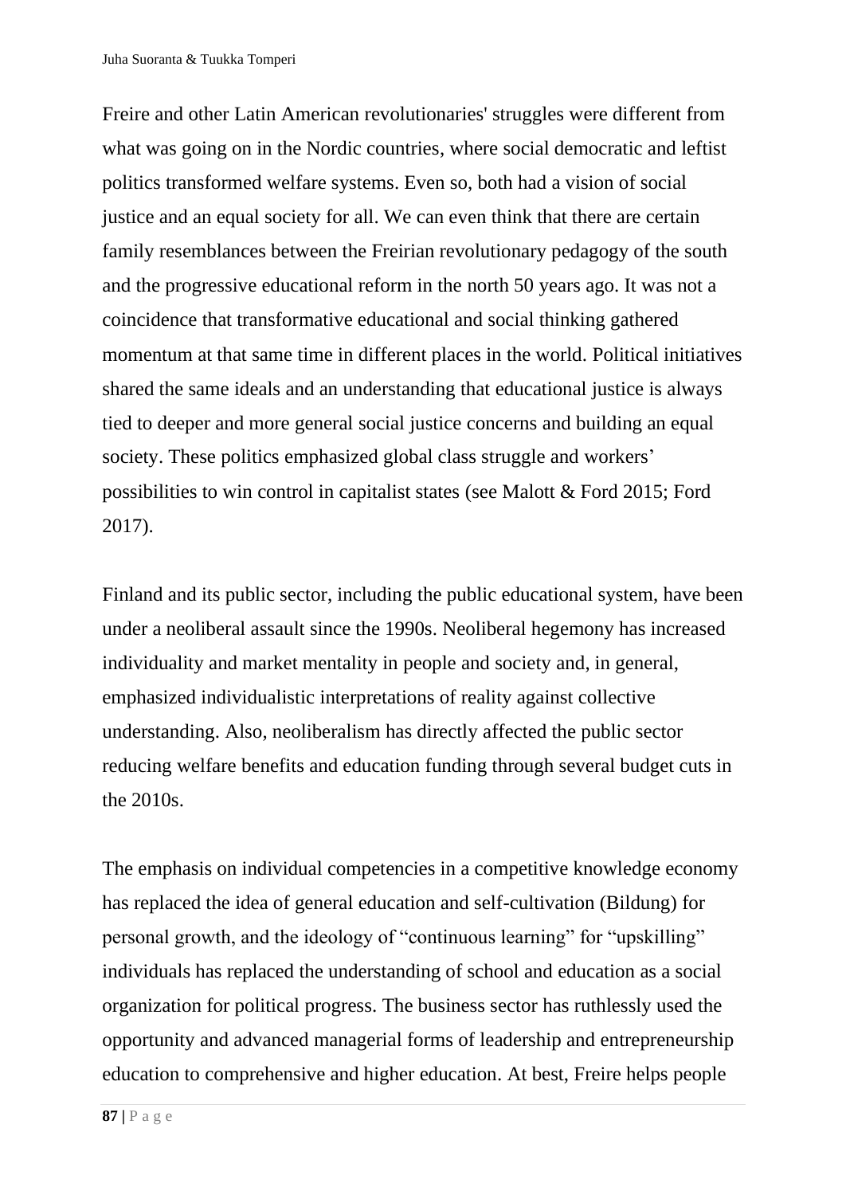Freire and other Latin American revolutionaries' struggles were different from what was going on in the Nordic countries, where social democratic and leftist politics transformed welfare systems. Even so, both had a vision of social justice and an equal society for all. We can even think that there are certain family resemblances between the Freirian revolutionary pedagogy of the south and the progressive educational reform in the north 50 years ago. It was not a coincidence that transformative educational and social thinking gathered momentum at that same time in different places in the world. Political initiatives shared the same ideals and an understanding that educational justice is always tied to deeper and more general social justice concerns and building an equal society. These politics emphasized global class struggle and workers' possibilities to win control in capitalist states (see Malott & Ford 2015; Ford 2017).

Finland and its public sector, including the public educational system, have been under a neoliberal assault since the 1990s. Neoliberal hegemony has increased individuality and market mentality in people and society and, in general, emphasized individualistic interpretations of reality against collective understanding. Also, neoliberalism has directly affected the public sector reducing welfare benefits and education funding through several budget cuts in the 2010s.

The emphasis on individual competencies in a competitive knowledge economy has replaced the idea of general education and self-cultivation (Bildung) for personal growth, and the ideology of "continuous learning" for "upskilling" individuals has replaced the understanding of school and education as a social organization for political progress. The business sector has ruthlessly used the opportunity and advanced managerial forms of leadership and entrepreneurship education to comprehensive and higher education. At best, Freire helps people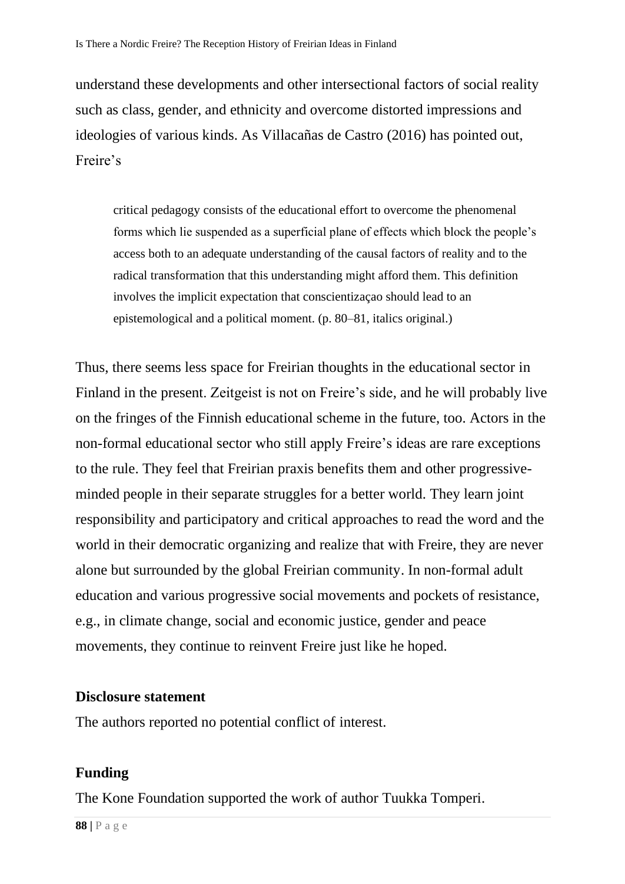understand these developments and other intersectional factors of social reality such as class, gender, and ethnicity and overcome distorted impressions and ideologies of various kinds. As Villacañas de Castro (2016) has pointed out, Freire's

> critical pedagogy consists of the educational effort to overcome the phenomenal forms which lie suspended as a superficial plane of effects which block the people's access both to an adequate understanding of the causal factors of reality and to the radical transformation that this understanding might afford them. This definition involves the implicit expectation that conscientizaçao should lead to an epistemological and a political moment. (p. 80–81, italics original.)

Thus, there seems less space for Freirian thoughts in the educational sector in Finland in the present. Zeitgeist is not on Freire's side, and he will probably live on the fringes of the Finnish educational scheme in the future, too. Actors in the non-formal educational sector who still apply Freire's ideas are rare exceptions to the rule. They feel that Freirian praxis benefits them and other progressive-minded people in their separate struggles for a better world. They learn joint responsibility and participatory and critical approaches to read the word and the world in their democratic organizing and realize that with Freire, they are never alone but surrounded by the global Freirian community. In non-formal adult education and various progressive social movements and pockets of resistance, e.g., in climate change, social and economic justice, gender and peace movements, they continue to reinvent Freire just like he hoped.

**Disclosure statement**

The authors reported no potential conflict of interest.

**Funding**

The Kone Foundation supported the work of author Tuukka Tomperi.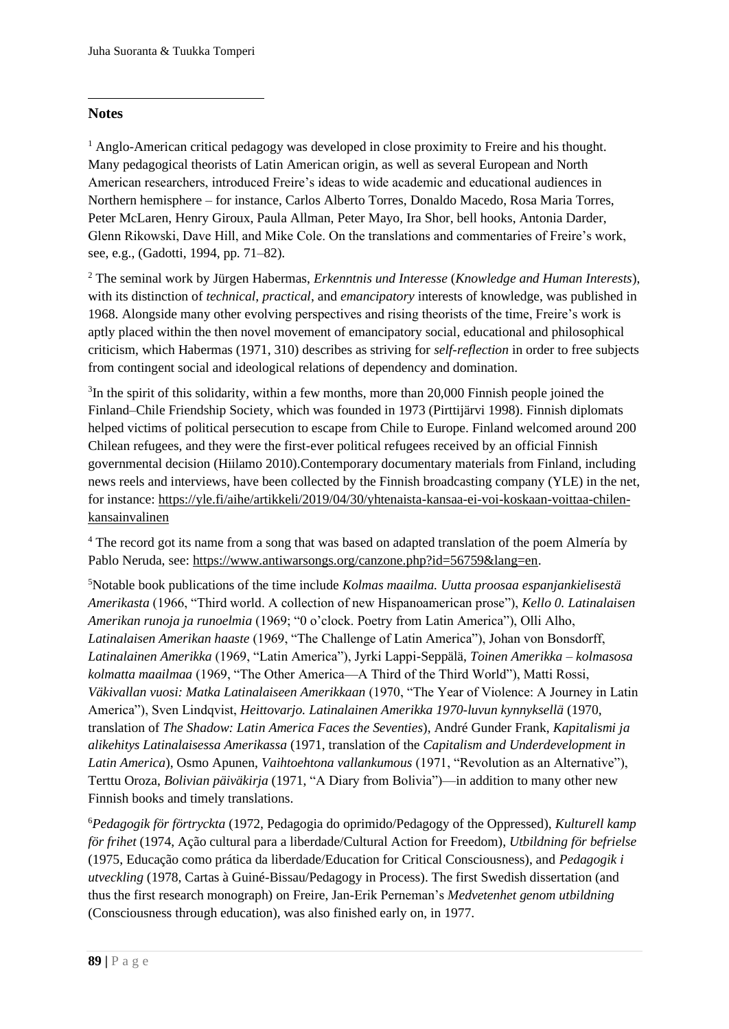## Notes

[1] Anglo-American critical pedagogy was developed in close proximity to Freire and his thought. Many pedagogical theorists of Latin American origin, as well as several European and North American researchers, introduced Freire's ideas to wide academic and educational audiences in Northern hemisphere – for instance, Carlos Alberto Torres, Donaldo Macedo, Rosa Maria Torres, Peter McLaren, Henry Giroux, Paula Allman, Peter Mayo, Ira Shor, bell hooks, Antonia Darder, Glenn Rikowski, Dave Hill, and Mike Cole. On the translations and commentaries of Freire's work, see, e.g., (Gadotti, 1994, pp. 71–82).

[2] The seminal work by Jürgen Habermas, *Erkenntnis und Interesse* (*Knowledge and Human Interests*), with its distinction of *technical*, *practical*, and *emancipatory* interests of knowledge, was published in 1968. Alongside many other evolving perspectives and rising theorists of the time, Freire's work is aptly placed within the then novel movement of emancipatory social, educational and philosophical criticism, which Habermas (1971, 310) describes as striving for *self-reflection* in order to free subjects from contingent social and ideological relations of dependency and domination.

[3] In the spirit of this solidarity, within a few months, more than 20,000 Finnish people joined the Finland–Chile Friendship Society, which was founded in 1973 (Pirttijärvi 1998). Finnish diplomats helped victims of political persecution to escape from Chile to Europe. Finland welcomed around 200 Chilean refugees, and they were the first-ever political refugees received by an official Finnish governmental decision (Hiilamo 2010).Contemporary documentary materials from Finland, including news reels and interviews, have been collected by the Finnish broadcasting company (YLE) in the net, for instance: https://yle.fi/aihe/artikkeli/2019/04/30/yhtenaista-kansaa-ei-voi-koskaan-voittaa-chilen-kansainvalinen

[4] The record got its name from a song that was based on adapted translation of the poem Almería by Pablo Neruda, see: https://www.antiwarsongs.org/canzone.php?id=56759&lang=en.

[5] Notable book publications of the time include *Kolmas maailma. Uutta proosaa espanjankielisestä Amerikasta* (1966, "Third world. A collection of new Hispanoamerican prose"), *Kello 0. Latinalaisen Amerikan runoja ja runoelmia* (1969; "0 o'clock. Poetry from Latin America"), Olli Alho, *Latinalaisen Amerikan haaste* (1969, "The Challenge of Latin America"), Johan von Bonsdorff, *Latinalainen Amerikka* (1969, "Latin America"), Jyrki Lappi-Seppälä, *Toinen Amerikka – kolmasosa kolmatta maailmaa* (1969, "The Other America—A Third of the Third World"), Matti Rossi, *Väkivallan vuosi: Matka Latinalaiseen Amerikkaan* (1970, "The Year of Violence: A Journey in Latin America"), Sven Lindqvist, *Heittovarjo. Latinalainen Amerikka 1970-luvun kynnyksellä* (1970, translation of *The Shadow: Latin America Faces the Seventies*), André Gunder Frank, *Kapitalismi ja alikehitys Latinalaisessa Amerikassa* (1971, translation of the *Capitalism and Underdevelopment in Latin America*), Osmo Apunen, *Vaihtoehtona vallankumous* (1971, "Revolution as an Alternative"), Terttu Oroza, *Bolivian päiväkirja* (1971, "A Diary from Bolivia")—in addition to many other new Finnish books and timely translations.

[6] *Pedagogik för förtryckta* (1972, Pedagogia do oprimido/Pedagogy of the Oppressed), *Kulturell kamp för frihet* (1974, Ação cultural para a liberdade/Cultural Action for Freedom), *Utbildning för befrielse* (1975, Educação como prática da liberdade/Education for Critical Consciousness), and *Pedagogik i utveckling* (1978, Cartas à Guiné-Bissau/Pedagogy in Process). The first Swedish dissertation (and thus the first research monograph) on Freire, Jan-Erik Perneman's *Medvetenhet genom utbildning* (Consciousness through education), was also finished early on, in 1977.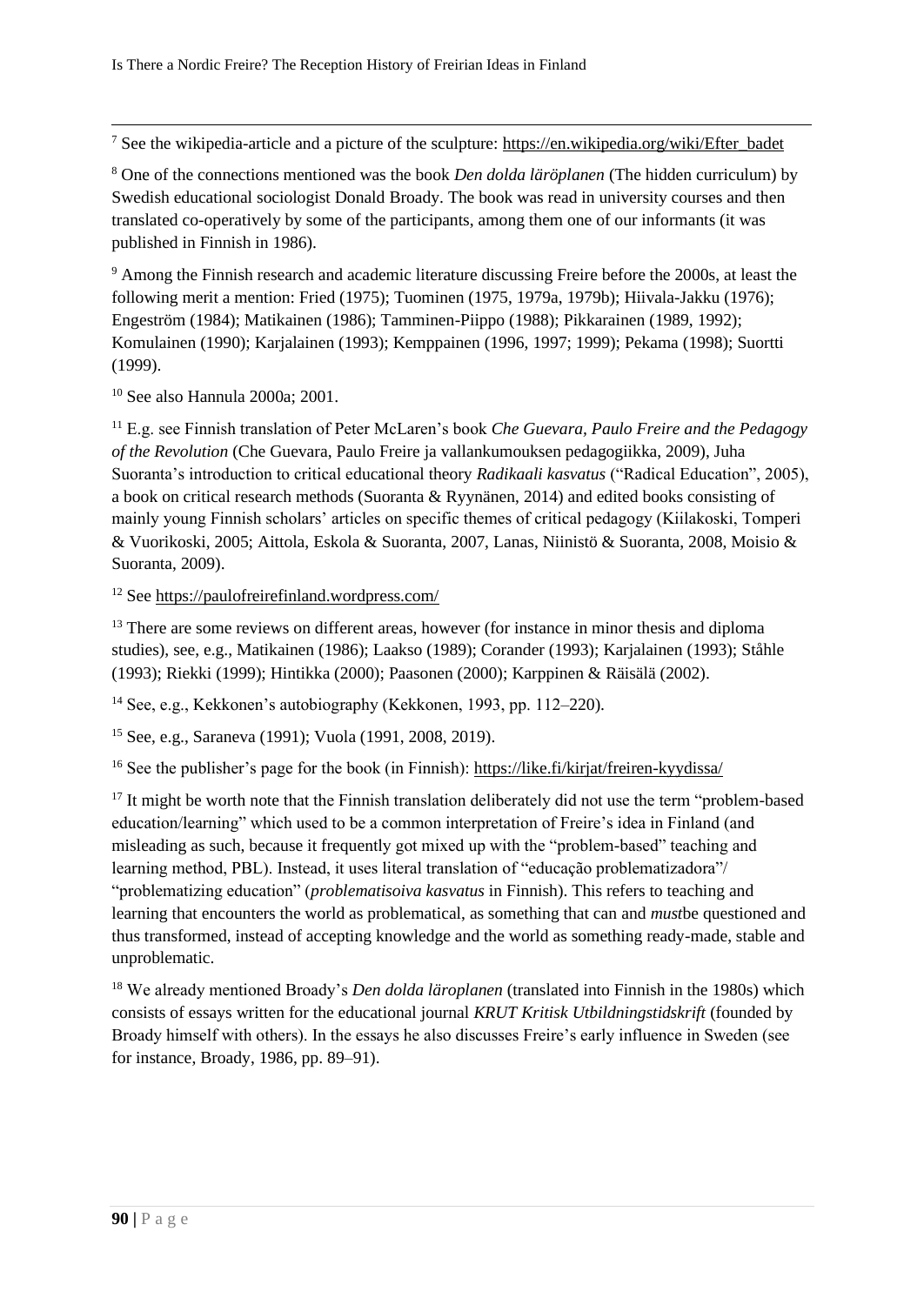[7] See the wikipedia-article and a picture of the sculpture: https://en.wikipedia.org/wiki/Efter_badet

[8] One of the connections mentioned was the book *Den dolda läroplanen* (The hidden curriculum) by Swedish educational sociologist Donald Broady. The book was read in university courses and then translated co-operatively by some of the participants, among them one of our informants (it was published in Finnish in 1986).

[9] Among the Finnish research and academic literature discussing Freire before the 2000s, at least the following merit a mention: Fried (1975); Tuominen (1975, 1979a, 1979b); Hiivala-Jakku (1976); Engeström (1984); Matikainen (1986); Tamminen-Piippo (1988); Pikkarainen (1989, 1992); Komulainen (1990); Karjalainen (1993); Kemppainen (1996, 1997; 1999); Pekama (1998); Suortti (1999).

[10] See also Hannula 2000a; 2001.

[11] E.g. see Finnish translation of Peter McLaren's book *Che Guevara, Paulo Freire and the Pedagogy of the Revolution* (Che Guevara, Paulo Freire ja vallankumouksen pedagogiikka, 2009), Juha Suoranta's introduction to critical educational theory *Radikaali kasvatus* ("Radical Education", 2005), a book on critical research methods (Suoranta & Ryynänen, 2014) and edited books consisting of mainly young Finnish scholars' articles on specific themes of critical pedagogy (Kiilakoski, Tomperi & Vuorikoski, 2005; Aittola, Eskola & Suoranta, 2007, Lanas, Niinistö & Suoranta, 2008, Moisio & Suoranta, 2009).

[12] See https://paulofreirefinland.wordpress.com/

[13] There are some reviews on different areas, however (for instance in minor thesis and diploma studies), see, e.g., Matikainen (1986); Laakso (1989); Corander (1993); Karjalainen (1993); Ståhle (1993); Riekki (1999); Hintikka (2000); Paasonen (2000); Karppinen & Räisälä (2002).

[14] See, e.g., Kekkonen's autobiography (Kekkonen, 1993, pp. 112–220).

[15] See, e.g., Saraneva (1991); Vuola (1991, 2008, 2019).

[16] See the publisher's page for the book (in Finnish): https://like.fi/kirjat/freiren-kyydissa/

[17] It might be worth note that the Finnish translation deliberately did not use the term "problem-based education/learning" which used to be a common interpretation of Freire's idea in Finland (and misleading as such, because it frequently got mixed up with the "problem-based" teaching and learning method, PBL). Instead, it uses literal translation of "educação problematizadora"/ "problematizing education" (*problematisoiva kasvatus* in Finnish). This refers to teaching and learning that encounters the world as problematical, as something that can and *must*be questioned and thus transformed, instead of accepting knowledge and the world as something ready-made, stable and unproblematic.

[18] We already mentioned Broady's *Den dolda läroplanen* (translated into Finnish in the 1980s) which consists of essays written for the educational journal *KRUT Kritisk Utbildningstidskrift* (founded by Broady himself with others). In the essays he also discusses Freire's early influence in Sweden (see for instance, Broady, 1986, pp. 89–91).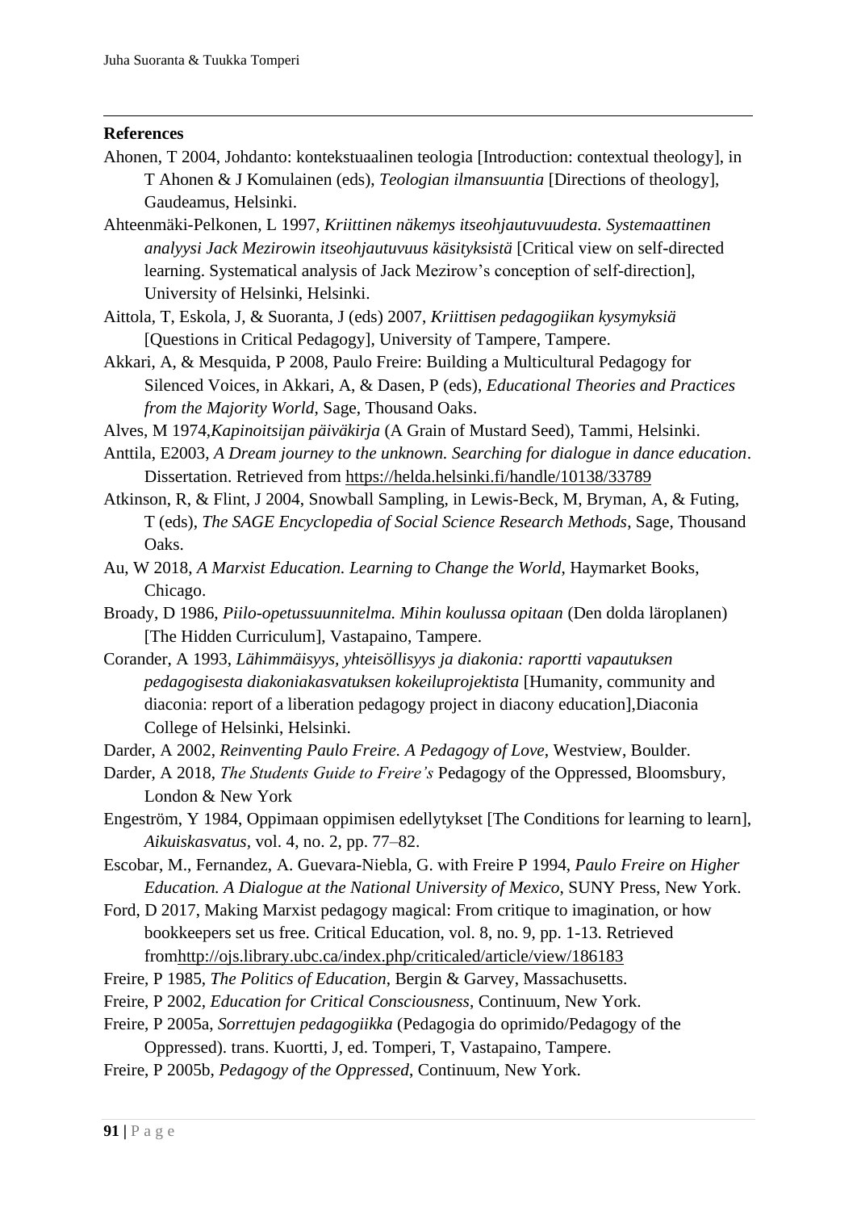## References

Ahonen, T 2004, Johdanto: kontekstuaalinen teologia [Introduction: contextual theology], in T Ahonen & J Komulainen (eds), *Teologian ilmansuuntia* [Directions of theology], Gaudeamus, Helsinki.

Ahteenmäki-Pelkonen, L 1997, *Kriittinen näkemys itseohjautuvuudesta. Systemaattinen analyysi Jack Mezirowin itseohjautuvuus käsityksistä* [Critical view on self-directed learning. Systematical analysis of Jack Mezirow's conception of self-direction], University of Helsinki, Helsinki.

Aittola, T, Eskola, J, & Suoranta, J (eds) 2007, *Kriittisen pedagogiikan kysymyksiä* [Questions in Critical Pedagogy], University of Tampere, Tampere.

Akkari, A, & Mesquida, P 2008, Paulo Freire: Building a Multicultural Pedagogy for Silenced Voices, in Akkari, A, & Dasen, P (eds), *Educational Theories and Practices from the Majority World*, Sage, Thousand Oaks.

Alves, M 1974,*Kapinoitsijan päiväkirja* (A Grain of Mustard Seed), Tammi, Helsinki.

Anttila, E2003, *A Dream journey to the unknown. Searching for dialogue in dance education*. Dissertation. Retrieved from https://helda.helsinki.fi/handle/10138/33789

Atkinson, R, & Flint, J 2004, Snowball Sampling, in Lewis-Beck, M, Bryman, A, & Futing, T (eds), *The SAGE Encyclopedia of Social Science Research Methods*, Sage, Thousand Oaks.

Au, W 2018, *A Marxist Education. Learning to Change the World*, Haymarket Books, Chicago.

Broady, D 1986, *Piilo-opetussuunnitelma. Mihin koulussa opitaan* (Den dolda läroplanen) [The Hidden Curriculum], Vastapaino, Tampere.

Corander, A 1993, *Lähimmäisyys, yhteisöllisyys ja diakonia: raportti vapautuksen pedagogisesta diakoniakasvatuksen kokeiluprojektista* [Humanity, community and diaconia: report of a liberation pedagogy project in diacony education],Diaconia College of Helsinki, Helsinki.

Darder, A 2002, *Reinventing Paulo Freire. A Pedagogy of Love*, Westview, Boulder.

Darder, A 2018, *The Students Guide to Freire's* Pedagogy of the Oppressed, Bloomsbury, London & New York

Engeström, Y 1984, Oppimaan oppimisen edellytykset [The Conditions for learning to learn], *Aikuiskasvatus*, vol. 4, no. 2, pp. 77–82.

Escobar, M., Fernandez, A. Guevara-Niebla, G. with Freire P 1994, *Paulo Freire on Higher Education. A Dialogue at the National University of Mexico*, SUNY Press, New York.

Ford, D 2017, Making Marxist pedagogy magical: From critique to imagination, or how bookkeepers set us free. Critical Education, vol. 8, no. 9, pp. 1-13. Retrieved fromhttp://ojs.library.ubc.ca/index.php/criticaled/article/view/186183

Freire, P 1985, *The Politics of Education*, Bergin & Garvey, Massachusetts.

Freire, P 2002, *Education for Critical Consciousness*, Continuum, New York.

Freire, P 2005a, *Sorrettujen pedagogiikka* (Pedagogia do oprimido/Pedagogy of the Oppressed). trans. Kuortti, J, ed. Tomperi, T, Vastapaino, Tampere.

Freire, P 2005b, *Pedagogy of the Oppressed*, Continuum, New York.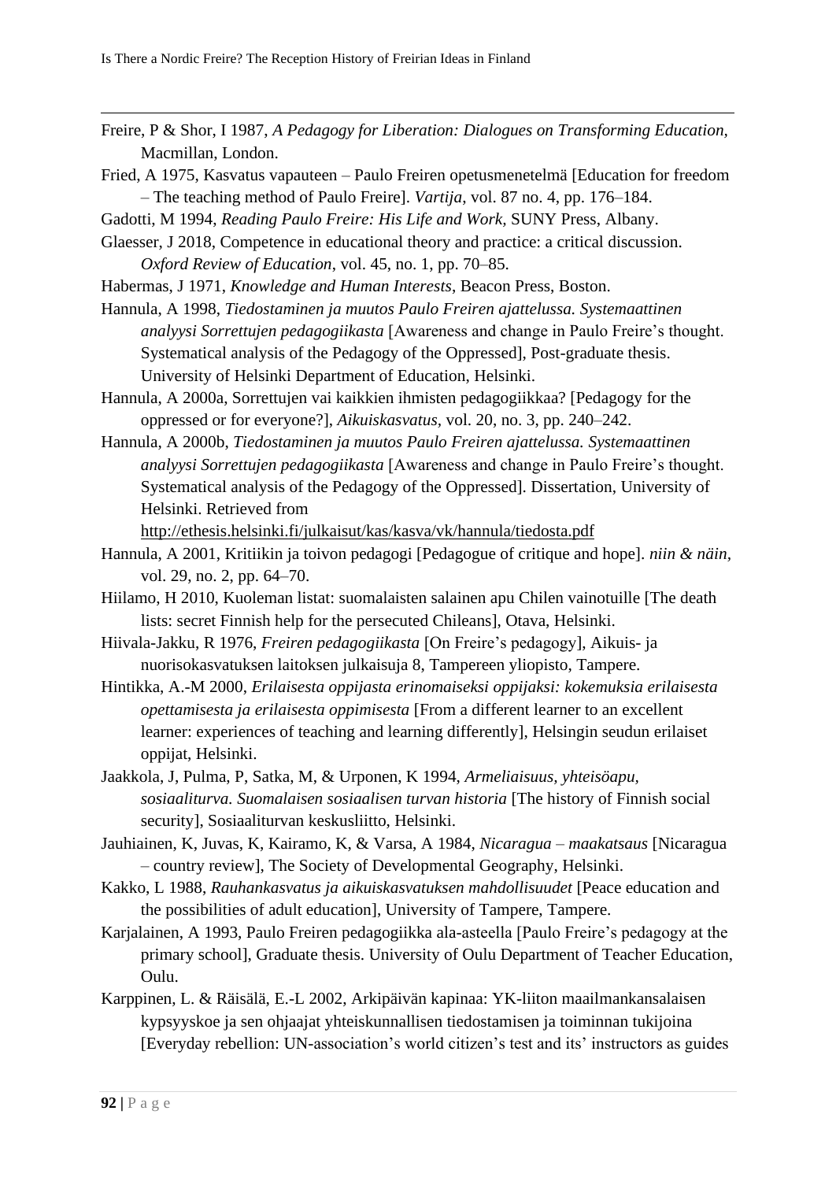Freire, P & Shor, I 1987, *A Pedagogy for Liberation: Dialogues on Transforming Education,* Macmillan, London.

Fried, A 1975, Kasvatus vapauteen – Paulo Freiren opetusmenetelmä [Education for freedom – The teaching method of Paulo Freire]. *Vartija*, vol. 87 no. 4, pp. 176–184.

Gadotti, M 1994, *Reading Paulo Freire: His Life and Work,* SUNY Press, Albany.

Glaesser, J 2018, Competence in educational theory and practice: a critical discussion. *Oxford Review of Education*, vol. 45, no. 1, pp. 70–85.

Habermas, J 1971, *Knowledge and Human Interests*, Beacon Press, Boston.

Hannula, A 1998, *Tiedostaminen ja muutos Paulo Freiren ajattelussa. Systemaattinen analyysi Sorrettujen pedagogiikasta* [Awareness and change in Paulo Freire's thought. Systematical analysis of the Pedagogy of the Oppressed], Post-graduate thesis. University of Helsinki Department of Education, Helsinki.

Hannula, A 2000a, Sorrettujen vai kaikkien ihmisten pedagogiikkaa? [Pedagogy for the oppressed or for everyone?], *Aikuiskasvatus*, vol. 20, no. 3, pp. 240–242.

Hannula, A 2000b, *Tiedostaminen ja muutos Paulo Freiren ajattelussa. Systemaattinen analyysi Sorrettujen pedagogiikasta* [Awareness and change in Paulo Freire's thought. Systematical analysis of the Pedagogy of the Oppressed]. Dissertation, University of Helsinki. Retrieved from http://ethesis.helsinki.fi/julkaisut/kas/kasva/vk/hannula/tiedosta.pdf

Hannula, A 2001, Kritiikin ja toivon pedagogi [Pedagogue of critique and hope]. *niin & näin,* vol. 29, no. 2, pp. 64–70.

Hiilamo, H 2010, Kuoleman listat: suomalaisten salainen apu Chilen vainotuille [The death lists: secret Finnish help for the persecuted Chileans], Otava, Helsinki.

Hiivala-Jakku, R 1976, *Freiren pedagogiikasta* [On Freire's pedagogy], Aikuis- ja nuorisokasvatuksen laitoksen julkaisuja 8, Tampereen yliopisto, Tampere.

Hintikka, A.-M 2000, *Erilaisesta oppijasta erinomaiseksi oppijaksi: kokemuksia erilaisesta opettamisesta ja erilaisesta oppimisesta* [From a different learner to an excellent learner: experiences of teaching and learning differently], Helsingin seudun erilaiset oppijat, Helsinki.

Jaakkola, J, Pulma, P, Satka, M, & Urponen, K 1994, *Armeliaisuus, yhteisöapu, sosiaaliturva. Suomalaisen sosiaalisen turvan historia* [The history of Finnish social security], Sosiaaliturvan keskusliitto, Helsinki.

Jauhiainen, K, Juvas, K, Kairamo, K, & Varsa, A 1984, *Nicaragua – maakatsaus* [Nicaragua – country review], The Society of Developmental Geography, Helsinki.

Kakko, L 1988, *Rauhankasvatus ja aikuiskasvatuksen mahdollisuudet* [Peace education and the possibilities of adult education], University of Tampere, Tampere.

Karjalainen, A 1993, Paulo Freiren pedagogiikka ala-asteella [Paulo Freire's pedagogy at the primary school], Graduate thesis. University of Oulu Department of Teacher Education, Oulu.

Karppinen, L. & Räisälä, E.-L 2002, Arkipäivän kapinaa: YK-liiton maailmankansalaisen kypsyyskoe ja sen ohjaajat yhteiskunnallisen tiedostamisen ja toiminnan tukijoina [Everyday rebellion: UN-association's world citizen's test and its' instructors as guides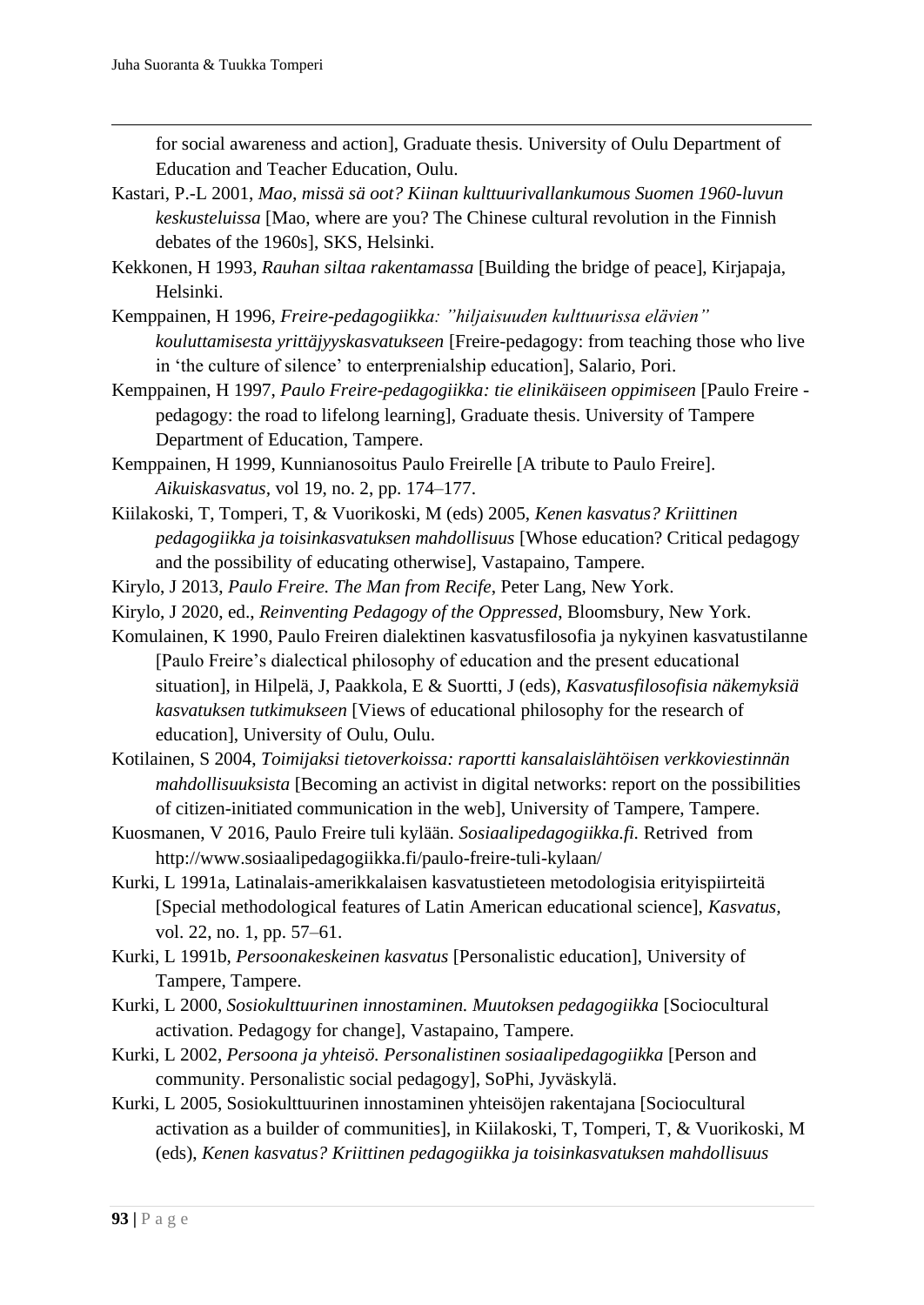for social awareness and action], Graduate thesis. University of Oulu Department of Education and Teacher Education, Oulu.

Kastari, P.-L 2001, *Mao, missä sä oot? Kiinan kulttuurivallankumous Suomen 1960-luvun keskusteluissa* [Mao, where are you? The Chinese cultural revolution in the Finnish debates of the 1960s], SKS, Helsinki.

Kekkonen, H 1993, *Rauhan siltaa rakentamassa* [Building the bridge of peace], Kirjapaja, Helsinki.

Kemppainen, H 1996, *Freire-pedagogiikka: "hiljaisuuden kulttuurissa elävien" kouluttamisesta yrittäjyyskasvatukseen* [Freire-pedagogy: from teaching those who live in 'the culture of silence' to enterprenialship education], Salario, Pori.

Kemppainen, H 1997, *Paulo Freire-pedagogiikka: tie elinikäiseen oppimiseen* [Paulo Freire - pedagogy: the road to lifelong learning], Graduate thesis. University of Tampere Department of Education, Tampere.

Kemppainen, H 1999, Kunnianosoitus Paulo Freirelle [A tribute to Paulo Freire]. *Aikuiskasvatus*, vol 19, no. 2, pp. 174–177.

Kiilakoski, T, Tomperi, T, & Vuorikoski, M (eds) 2005, *Kenen kasvatus? Kriittinen pedagogiikka ja toisinkasvatuksen mahdollisuus* [Whose education? Critical pedagogy and the possibility of educating otherwise], Vastapaino, Tampere.

Kirylo, J 2013, *Paulo Freire. The Man from Recife*, Peter Lang, New York.

Kirylo, J 2020, ed., *Reinventing Pedagogy of the Oppressed*, Bloomsbury, New York.

Komulainen, K 1990, Paulo Freiren dialektinen kasvatusfilosofia ja nykyinen kasvatustilanne [Paulo Freire's dialectical philosophy of education and the present educational situation], in Hilpelä, J, Paakkola, E & Suortti, J (eds), *Kasvatusfilosofisia näkemyksiä kasvatuksen tutkimukseen* [Views of educational philosophy for the research of education], University of Oulu, Oulu.

Kotilainen, S 2004, *Toimijaksi tietoverkoissa: raportti kansalaislähtöisen verkkoviestinnän mahdollisuuksista* [Becoming an activist in digital networks: report on the possibilities of citizen-initiated communication in the web], University of Tampere, Tampere.

Kuosmanen, V 2016, Paulo Freire tuli kylään. *Sosiaalipedagogiikka.fi.* Retrived from http://www.sosiaalipedagogiikka.fi/paulo-freire-tuli-kylaan/

Kurki, L 1991a, Latinalais-amerikkalaisen kasvatustieteen metodologisia erityispiirteitä [Special methodological features of Latin American educational science], *Kasvatus*, vol. 22, no. 1, pp. 57–61.

Kurki, L 1991b, *Persoonakeskeinen kasvatus* [Personalistic education], University of Tampere, Tampere.

Kurki, L 2000, *Sosiokulttuurinen innostaminen. Muutoksen pedagogiikka* [Sociocultural activation. Pedagogy for change], Vastapaino, Tampere.

Kurki, L 2002, *Persoona ja yhteisö. Personalistinen sosiaalipedagogiikka* [Person and community. Personalistic social pedagogy], SoPhi, Jyväskylä.

Kurki, L 2005, Sosiokulttuurinen innostaminen yhteisöjen rakentajana [Sociocultural activation as a builder of communities], in Kiilakoski, T, Tomperi, T, & Vuorikoski, M (eds), *Kenen kasvatus? Kriittinen pedagogiikka ja toisinkasvatuksen mahdollisuus*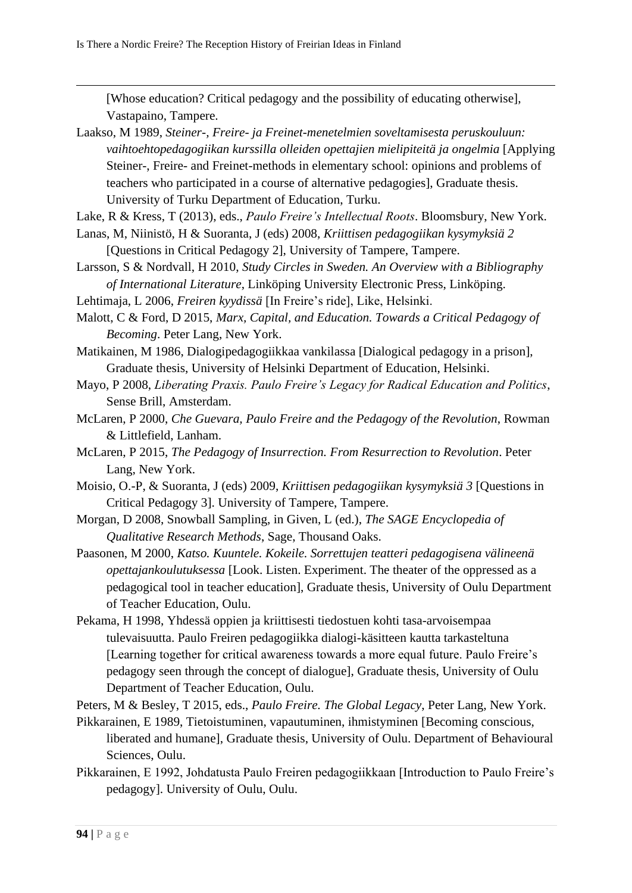[Whose education? Critical pedagogy and the possibility of educating otherwise], Vastapaino, Tampere.

Laakso, M 1989, *Steiner-, Freire- ja Freinet-menetelmien soveltamisesta peruskouluun: vaihtoehtopedagogiikan kurssilla olleiden opettajien mielipiteitä ja ongelmia* [Applying Steiner-, Freire- and Freinet-methods in elementary school: opinions and problems of teachers who participated in a course of alternative pedagogies], Graduate thesis. University of Turku Department of Education, Turku.

Lake, R & Kress, T (2013), eds., *Paulo Freire's Intellectual Roots*. Bloomsbury, New York.

Lanas, M, Niinistö, H & Suoranta, J (eds) 2008, *Kriittisen pedagogiikan kysymyksiä 2* [Questions in Critical Pedagogy 2], University of Tampere, Tampere.

Larsson, S & Nordvall, H 2010, *Study Circles in Sweden. An Overview with a Bibliography of International Literature*, Linköping University Electronic Press, Linköping.

Lehtimaja, L 2006, *Freiren kyydissä* [In Freire's ride], Like, Helsinki.

Malott, C & Ford, D 2015, *Marx, Capital, and Education. Towards a Critical Pedagogy of Becoming*. Peter Lang, New York.

Matikainen, M 1986, Dialogipedagogiikkaa vankilassa [Dialogical pedagogy in a prison], Graduate thesis, University of Helsinki Department of Education, Helsinki.

Mayo, P 2008, *Liberating Praxis. Paulo Freire's Legacy for Radical Education and Politics*, Sense Brill, Amsterdam.

McLaren, P 2000, *Che Guevara, Paulo Freire and the Pedagogy of the Revolution*, Rowman & Littlefield, Lanham.

McLaren, P 2015, *The Pedagogy of Insurrection. From Resurrection to Revolution*. Peter Lang, New York.

Moisio, O.-P, & Suoranta, J (eds) 2009, *Kriittisen pedagogiikan kysymyksiä 3* [Questions in Critical Pedagogy 3]. University of Tampere, Tampere.

Morgan, D 2008, Snowball Sampling, in Given, L (ed.), *The SAGE Encyclopedia of Qualitative Research Methods*, Sage, Thousand Oaks.

Paasonen, M 2000, *Katso. Kuuntele. Kokeile. Sorrettujen teatteri pedagogisena välineenä opettajankoulutuksessa* [Look. Listen. Experiment. The theater of the oppressed as a pedagogical tool in teacher education], Graduate thesis, University of Oulu Department of Teacher Education, Oulu.

Pekama, H 1998, Yhdessä oppien ja kriittisesti tiedostuen kohti tasa-arvoisempaa tulevaisuutta. Paulo Freiren pedagogiikka dialogi-käsitteen kautta tarkasteltuna [Learning together for critical awareness towards a more equal future. Paulo Freire's pedagogy seen through the concept of dialogue], Graduate thesis, University of Oulu Department of Teacher Education, Oulu.

Peters, M & Besley, T 2015, eds., *Paulo Freire. The Global Legacy*, Peter Lang, New York.

Pikkarainen, E 1989, Tietoistuminen, vapautuminen, ihmistyminen [Becoming conscious, liberated and humane], Graduate thesis, University of Oulu. Department of Behavioural Sciences, Oulu.

Pikkarainen, E 1992, Johdatusta Paulo Freiren pedagogiikkaan [Introduction to Paulo Freire's pedagogy]. University of Oulu, Oulu.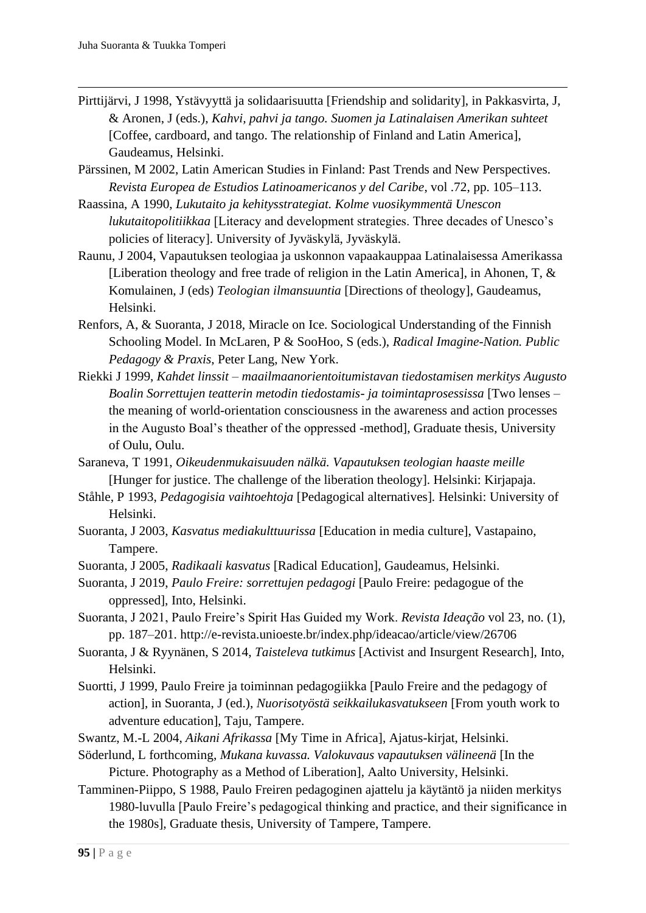Pirttijärvi, J 1998, Ystävyyttä ja solidaarisuutta [Friendship and solidarity], in Pakkasvirta, J, & Aronen, J (eds.), *Kahvi, pahvi ja tango. Suomen ja Latinalaisen Amerikan suhteet* [Coffee, cardboard, and tango. The relationship of Finland and Latin America], Gaudeamus, Helsinki.

Pärssinen, M 2002, Latin American Studies in Finland: Past Trends and New Perspectives. *Revista Europea de Estudios Latinoamericanos y del Caribe*, vol .72, pp. 105–113.

Raassina, A 1990, *Lukutaito ja kehitysstrategiat. Kolme vuosikymmentä Unescon lukutaitopolitiikkaa* [Literacy and development strategies. Three decades of Unesco's policies of literacy]. University of Jyväskylä, Jyväskylä.

Raunu, J 2004, Vapautuksen teologiaa ja uskonnon vapaakauppaa Latinalaisessa Amerikassa [Liberation theology and free trade of religion in the Latin America], in Ahonen, T, & Komulainen, J (eds) *Teologian ilmansuuntia* [Directions of theology], Gaudeamus, Helsinki.

Renfors, A, & Suoranta, J 2018, Miracle on Ice. Sociological Understanding of the Finnish Schooling Model. In McLaren, P & SooHoo, S (eds.), *Radical Imagine-Nation. Public Pedagogy & Praxis*, Peter Lang, New York.

Riekki J 1999, *Kahdet linssit – maailmaanorientoitumistavan tiedostamisen merkitys Augusto Boalin Sorrettujen teatterin metodin tiedostamis- ja toimintaprosessissa* [Two lenses – the meaning of world-orientation consciousness in the awareness and action processes in the Augusto Boal's theather of the oppressed -method], Graduate thesis, University of Oulu, Oulu.

Saraneva, T 1991, *Oikeudenmukaisuuden nälkä. Vapautuksen teologian haaste meille* [Hunger for justice. The challenge of the liberation theology]. Helsinki: Kirjapaja.

Ståhle, P 1993, *Pedagogisia vaihtoehtoja* [Pedagogical alternatives]. Helsinki: University of Helsinki.

Suoranta, J 2003, *Kasvatus mediakulttuurissa* [Education in media culture], Vastapaino, Tampere.

Suoranta, J 2005, *Radikaali kasvatus* [Radical Education], Gaudeamus, Helsinki.

Suoranta, J 2019, *Paulo Freire: sorrettujen pedagogi* [Paulo Freire: pedagogue of the oppressed], Into, Helsinki.

Suoranta, J 2021, Paulo Freire's Spirit Has Guided my Work. *Revista Ideação* vol 23, no. (1), pp. 187–201. http://e-revista.unioeste.br/index.php/ideacao/article/view/26706

Suoranta, J & Ryynänen, S 2014, *Taisteleva tutkimus* [Activist and Insurgent Research], Into, Helsinki.

Suortti, J 1999, Paulo Freire ja toiminnan pedagogiikka [Paulo Freire and the pedagogy of action], in Suoranta, J (ed.), *Nuorisotyöstä seikkailukasvatukseen* [From youth work to adventure education], Taju, Tampere.

Swantz, M.-L 2004, *Aikani Afrikassa* [My Time in Africa], Ajatus-kirjat, Helsinki.

Söderlund, L forthcoming, *Mukana kuvassa. Valokuvaus vapautuksen välineenä* [In the Picture. Photography as a Method of Liberation], Aalto University, Helsinki.

Tamminen-Piippo, S 1988, Paulo Freiren pedagoginen ajattelu ja käytäntö ja niiden merkitys 1980-luvulla [Paulo Freire's pedagogical thinking and practice, and their significance in the 1980s], Graduate thesis, University of Tampere, Tampere.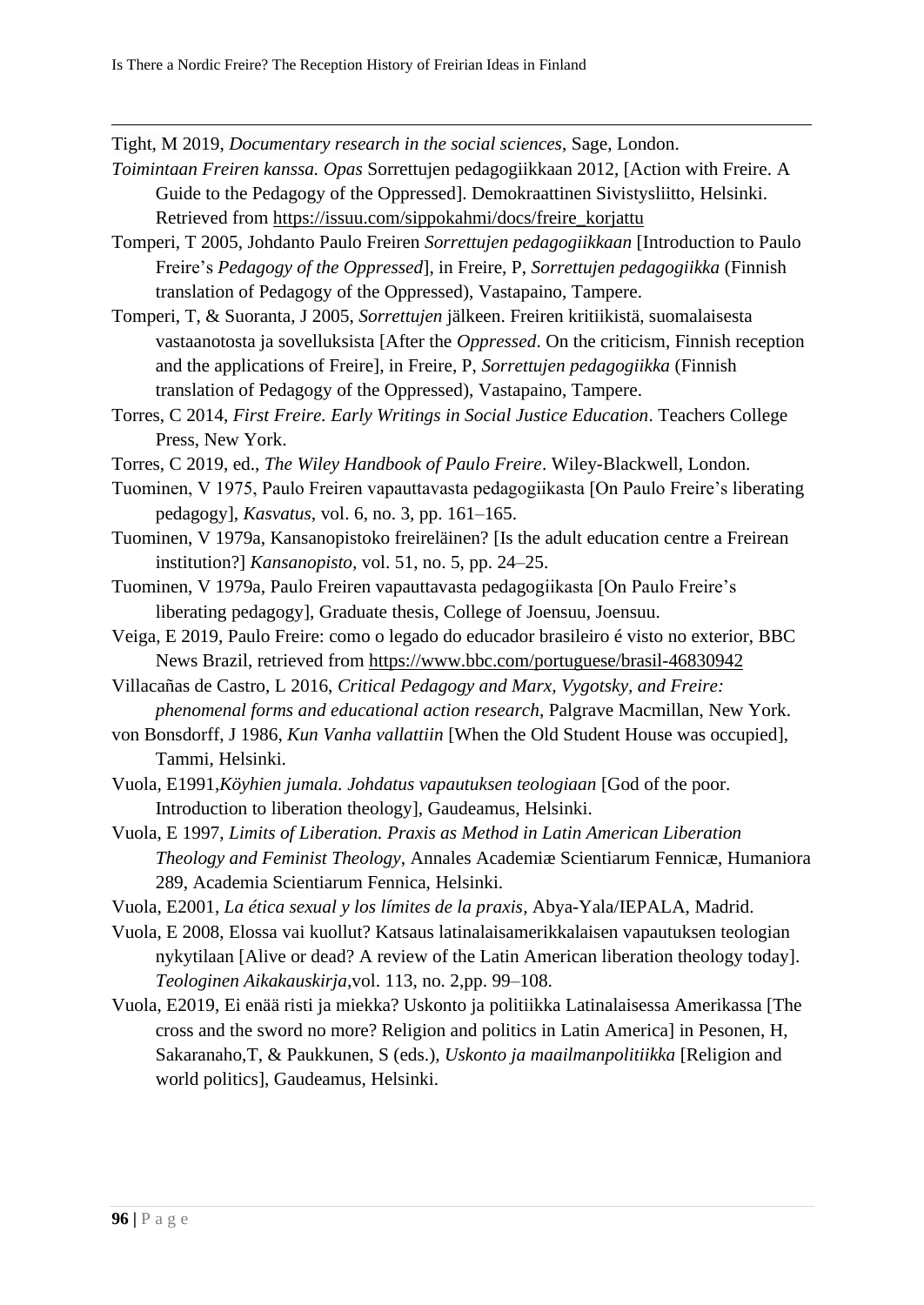Tight, M 2019, *Documentary research in the social sciences*, Sage, London.

*Toimintaan Freiren kanssa. Opas* Sorrettujen pedagogiikkaan 2012, [Action with Freire. A Guide to the Pedagogy of the Oppressed]. Demokraattinen Sivistysliitto, Helsinki. Retrieved from https://issuu.com/sippokahmi/docs/freire_korjattu

Tomperi, T 2005, Johdanto Paulo Freiren *Sorrettujen pedagogiikkaan* [Introduction to Paulo Freire's *Pedagogy of the Oppressed*], in Freire, P, *Sorrettujen pedagogiikka* (Finnish translation of Pedagogy of the Oppressed), Vastapaino, Tampere.

Tomperi, T, & Suoranta, J 2005, *Sorrettujen* jälkeen. Freiren kritiikistä, suomalaisesta vastaanotosta ja sovelluksista [After the *Oppressed*. On the criticism, Finnish reception and the applications of Freire], in Freire, P, *Sorrettujen pedagogiikka* (Finnish translation of Pedagogy of the Oppressed), Vastapaino, Tampere.

Torres, C 2014, *First Freire. Early Writings in Social Justice Education*. Teachers College Press, New York.

Torres, C 2019, ed., *The Wiley Handbook of Paulo Freire*. Wiley-Blackwell, London.

Tuominen, V 1975, Paulo Freiren vapauttavasta pedagogiikasta [On Paulo Freire's liberating pedagogy], *Kasvatus*, vol. 6, no. 3, pp. 161–165.

Tuominen, V 1979a, Kansanopistoko freireläinen? [Is the adult education centre a Freirean institution?] *Kansanopisto*, vol. 51, no. 5, pp. 24–25.

Tuominen, V 1979a, Paulo Freiren vapauttavasta pedagogiikasta [On Paulo Freire's liberating pedagogy], Graduate thesis, College of Joensuu, Joensuu.

Veiga, E 2019, Paulo Freire: como o legado do educador brasileiro é visto no exterior, BBC News Brazil, retrieved from https://www.bbc.com/portuguese/brasil-46830942

Villacañas de Castro, L 2016, *Critical Pedagogy and Marx, Vygotsky, and Freire: phenomenal forms and educational action research*, Palgrave Macmillan, New York.

von Bonsdorff, J 1986, *Kun Vanha vallattiin* [When the Old Student House was occupied], Tammi, Helsinki.

Vuola, E1991,*Köyhien jumala. Johdatus vapautuksen teologiaan* [God of the poor. Introduction to liberation theology], Gaudeamus, Helsinki.

Vuola, E 1997, *Limits of Liberation. Praxis as Method in Latin American Liberation Theology and Feminist Theology*, Annales Academiæ Scientiarum Fennicæ, Humaniora 289, Academia Scientiarum Fennica, Helsinki.

Vuola, E2001, *La ética sexual y los límites de la praxis*, Abya-Yala/IEPALA, Madrid.

Vuola, E 2008, Elossa vai kuollut? Katsaus latinalaisamerikkalaisen vapautuksen teologian nykytilaan [Alive or dead? A review of the Latin American liberation theology today]. *Teologinen Aikakauskirja*,vol. 113, no. 2,pp. 99–108.

Vuola, E2019, Ei enää risti ja miekka? Uskonto ja politiikka Latinalaisessa Amerikassa [The cross and the sword no more? Religion and politics in Latin America] in Pesonen, H, Sakaranaho,T, & Paukkunen, S (eds.), *Uskonto ja maailmanpolitiikka* [Religion and world politics], Gaudeamus, Helsinki.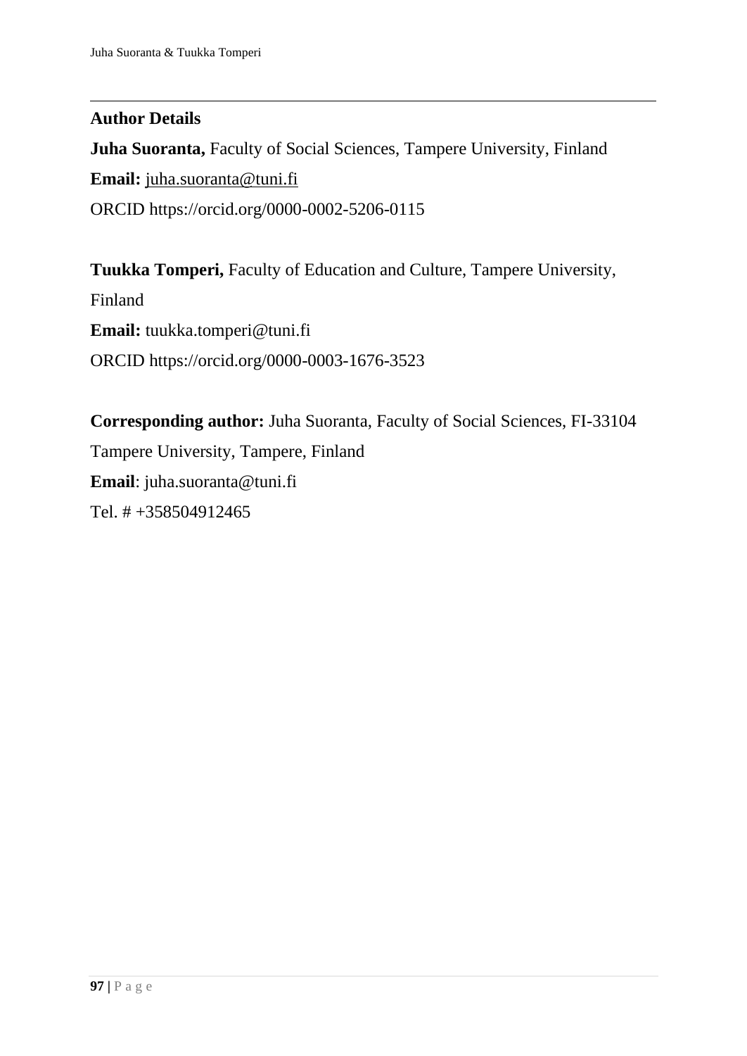## Author Details

**Juha Suoranta,** Faculty of Social Sciences, Tampere University, Finland

**Email:** juha.suoranta@tuni.fi

ORCID https://orcid.org/0000-0002-5206-0115

**Tuukka Tomperi,** Faculty of Education and Culture, Tampere University, Finland

**Email:** tuukka.tomperi@tuni.fi

ORCID https://orcid.org/0000-0003-1676-3523

**Corresponding author:** Juha Suoranta, Faculty of Social Sciences, FI-33104 Tampere University, Tampere, Finland

**Email**: juha.suoranta@tuni.fi

Tel. # +358504912465